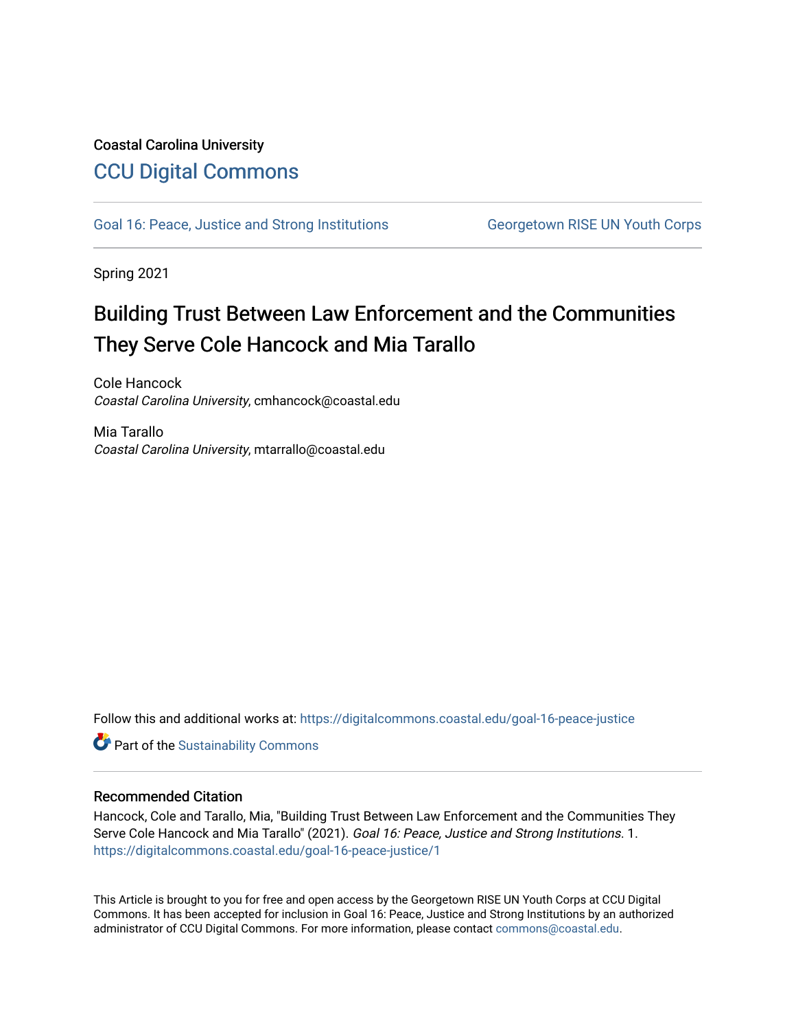Coastal Carolina University

# CCU Digital Commons

Goal 16: Peace, Justice and Strong Institutions | Georgetown RISE UN Youth Corps

Spring 2021

## Building Trust Between Law Enforcement and the Communities They Serve Cole Hancock and Mia Tarallo

Cole Hancock
*Coastal Carolina University*, cmhancock@coastal.edu

Mia Tarallo
*Coastal Carolina University*, mtarrallo@coastal.edu

Follow this and additional works at: https://digitalcommons.coastal.edu/goal-16-peace-justice

Part of the Sustainability Commons

### Recommended Citation

Hancock, Cole and Tarallo, Mia, "Building Trust Between Law Enforcement and the Communities They Serve Cole Hancock and Mia Tarallo" (2021). *Goal 16: Peace, Justice and Strong Institutions*. 1.
https://digitalcommons.coastal.edu/goal-16-peace-justice/1

This Article is brought to you for free and open access by the Georgetown RISE UN Youth Corps at CCU Digital Commons. It has been accepted for inclusion in Goal 16: Peace, Justice and Strong Institutions by an authorized administrator of CCU Digital Commons. For more information, please contact commons@coastal.edu.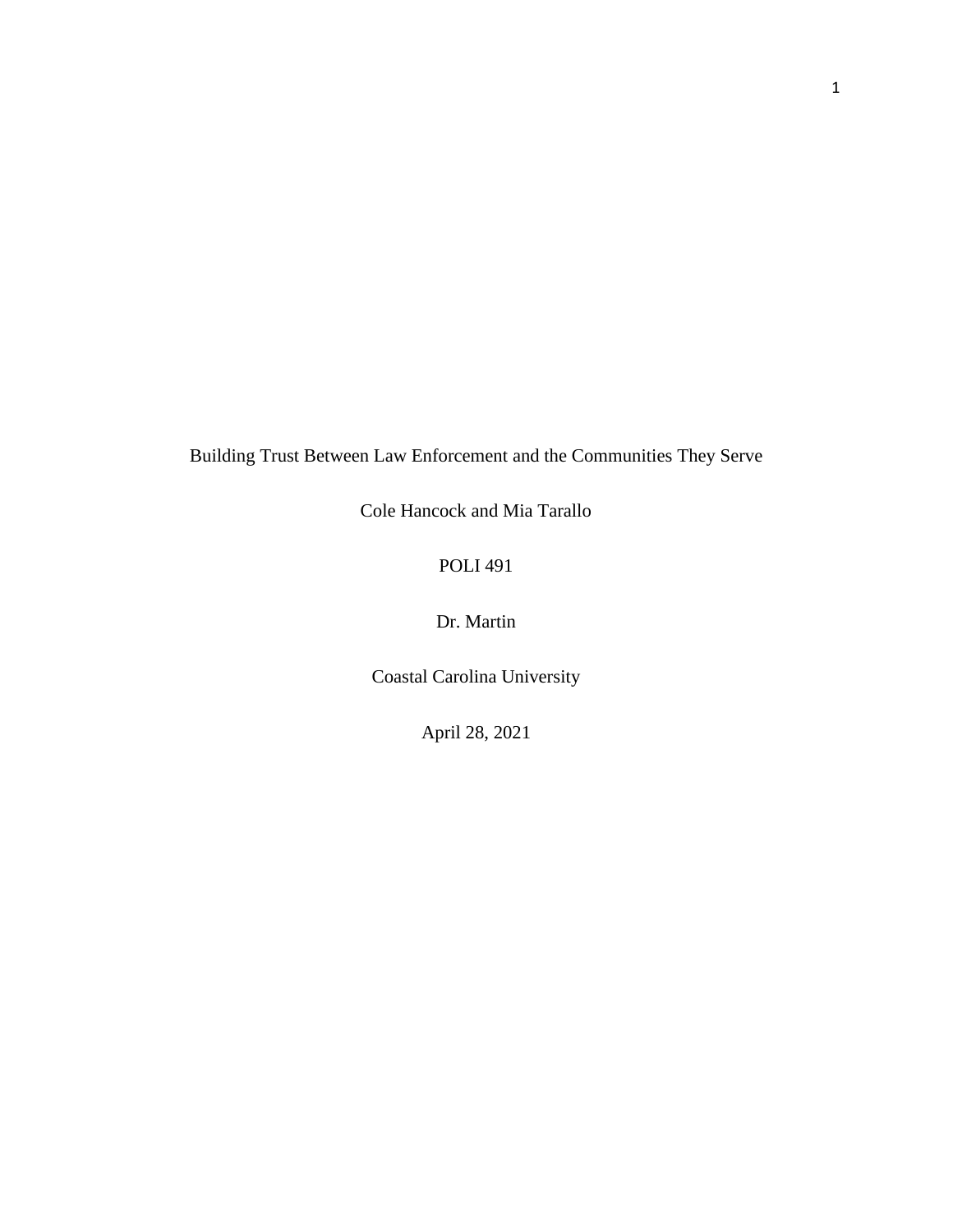Building Trust Between Law Enforcement and the Communities They Serve

Cole Hancock and Mia Tarallo

POLI 491

Dr. Martin

Coastal Carolina University

April 28, 2021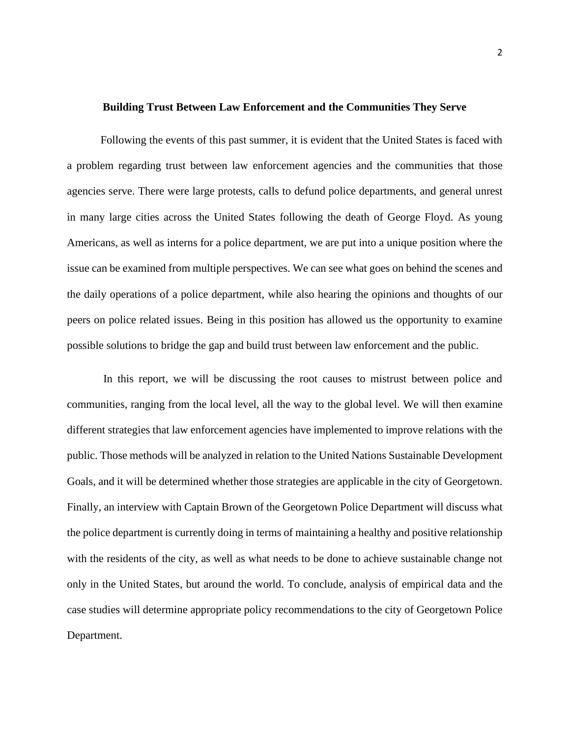**Building Trust Between Law Enforcement and the Communities They Serve**

Following the events of this past summer, it is evident that the United States is faced with a problem regarding trust between law enforcement agencies and the communities that those agencies serve. There were large protests, calls to defund police departments, and general unrest in many large cities across the United States following the death of George Floyd. As young Americans, as well as interns for a police department, we are put into a unique position where the issue can be examined from multiple perspectives. We can see what goes on behind the scenes and the daily operations of a police department, while also hearing the opinions and thoughts of our peers on police related issues. Being in this position has allowed us the opportunity to examine possible solutions to bridge the gap and build trust between law enforcement and the public.

In this report, we will be discussing the root causes to mistrust between police and communities, ranging from the local level, all the way to the global level. We will then examine different strategies that law enforcement agencies have implemented to improve relations with the public. Those methods will be analyzed in relation to the United Nations Sustainable Development Goals, and it will be determined whether those strategies are applicable in the city of Georgetown. Finally, an interview with Captain Brown of the Georgetown Police Department will discuss what the police department is currently doing in terms of maintaining a healthy and positive relationship with the residents of the city, as well as what needs to be done to achieve sustainable change not only in the United States, but around the world. To conclude, analysis of empirical data and the case studies will determine appropriate policy recommendations to the city of Georgetown Police Department.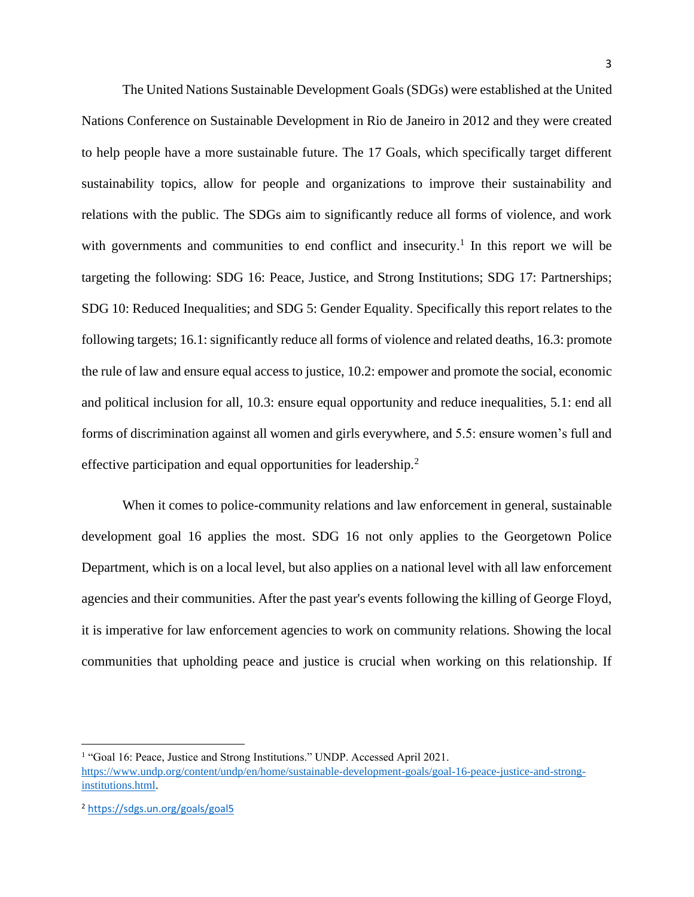The United Nations Sustainable Development Goals (SDGs) were established at the United Nations Conference on Sustainable Development in Rio de Janeiro in 2012 and they were created to help people have a more sustainable future. The 17 Goals, which specifically target different sustainability topics, allow for people and organizations to improve their sustainability and relations with the public. The SDGs aim to significantly reduce all forms of violence, and work with governments and communities to end conflict and insecurity.[1] In this report we will be targeting the following: SDG 16: Peace, Justice, and Strong Institutions; SDG 17: Partnerships; SDG 10: Reduced Inequalities; and SDG 5: Gender Equality. Specifically this report relates to the following targets; 16.1: significantly reduce all forms of violence and related deaths, 16.3: promote the rule of law and ensure equal access to justice, 10.2: empower and promote the social, economic and political inclusion for all, 10.3: ensure equal opportunity and reduce inequalities, 5.1: end all forms of discrimination against all women and girls everywhere, and 5.5: ensure women's full and effective participation and equal opportunities for leadership.[2]

When it comes to police-community relations and law enforcement in general, sustainable development goal 16 applies the most. SDG 16 not only applies to the Georgetown Police Department, which is on a local level, but also applies on a national level with all law enforcement agencies and their communities. After the past year's events following the killing of George Floyd, it is imperative for law enforcement agencies to work on community relations. Showing the local communities that upholding peace and justice is crucial when working on this relationship. If

---

[1] "Goal 16: Peace, Justice and Strong Institutions." UNDP. Accessed April 2021. https://www.undp.org/content/undp/en/home/sustainable-development-goals/goal-16-peace-justice-and-strong-institutions.html.

[2] https://sdgs.un.org/goals/goal5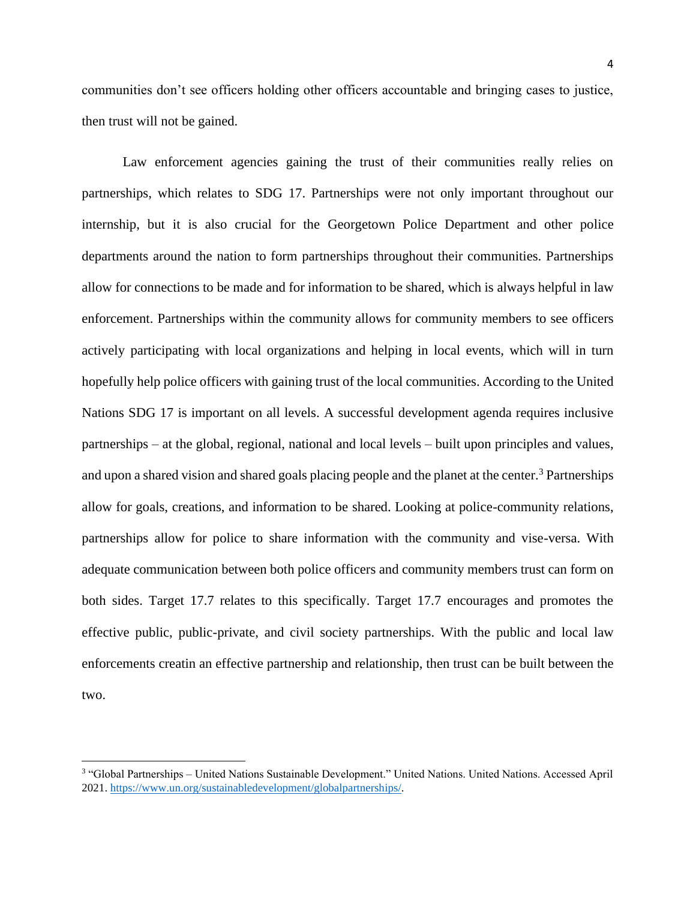communities don't see officers holding other officers accountable and bringing cases to justice, then trust will not be gained.

Law enforcement agencies gaining the trust of their communities really relies on partnerships, which relates to SDG 17. Partnerships were not only important throughout our internship, but it is also crucial for the Georgetown Police Department and other police departments around the nation to form partnerships throughout their communities. Partnerships allow for connections to be made and for information to be shared, which is always helpful in law enforcement. Partnerships within the community allows for community members to see officers actively participating with local organizations and helping in local events, which will in turn hopefully help police officers with gaining trust of the local communities. According to the United Nations SDG 17 is important on all levels. A successful development agenda requires inclusive partnerships – at the global, regional, national and local levels – built upon principles and values, and upon a shared vision and shared goals placing people and the planet at the center.[3] Partnerships allow for goals, creations, and information to be shared. Looking at police-community relations, partnerships allow for police to share information with the community and vise-versa. With adequate communication between both police officers and community members trust can form on both sides. Target 17.7 relates to this specifically. Target 17.7 encourages and promotes the effective public, public-private, and civil society partnerships. With the public and local law enforcements creatin an effective partnership and relationship, then trust can be built between the two.

[3] "Global Partnerships – United Nations Sustainable Development." United Nations. United Nations. Accessed April 2021. https://www.un.org/sustainabledevelopment/globalpartnerships/.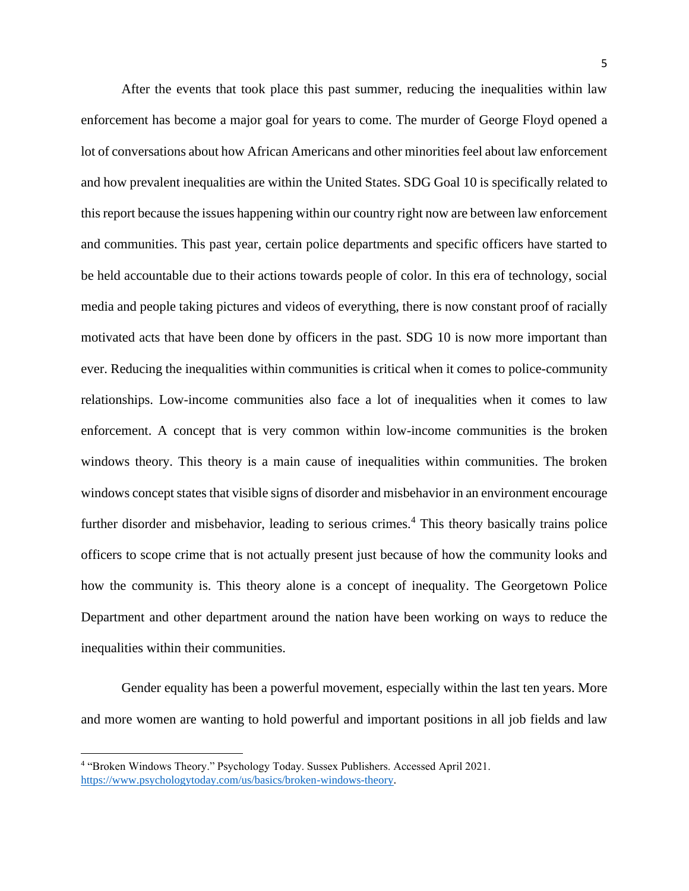After the events that took place this past summer, reducing the inequalities within law enforcement has become a major goal for years to come. The murder of George Floyd opened a lot of conversations about how African Americans and other minorities feel about law enforcement and how prevalent inequalities are within the United States. SDG Goal 10 is specifically related to this report because the issues happening within our country right now are between law enforcement and communities. This past year, certain police departments and specific officers have started to be held accountable due to their actions towards people of color. In this era of technology, social media and people taking pictures and videos of everything, there is now constant proof of racially motivated acts that have been done by officers in the past. SDG 10 is now more important than ever. Reducing the inequalities within communities is critical when it comes to police-community relationships. Low-income communities also face a lot of inequalities when it comes to law enforcement. A concept that is very common within low-income communities is the broken windows theory. This theory is a main cause of inequalities within communities. The broken windows concept states that visible signs of disorder and misbehavior in an environment encourage further disorder and misbehavior, leading to serious crimes.[4] This theory basically trains police officers to scope crime that is not actually present just because of how the community looks and how the community is. This theory alone is a concept of inequality. The Georgetown Police Department and other department around the nation have been working on ways to reduce the inequalities within their communities.

Gender equality has been a powerful movement, especially within the last ten years. More and more women are wanting to hold powerful and important positions in all job fields and law

---

[4] "Broken Windows Theory." Psychology Today. Sussex Publishers. Accessed April 2021. https://www.psychologytoday.com/us/basics/broken-windows-theory.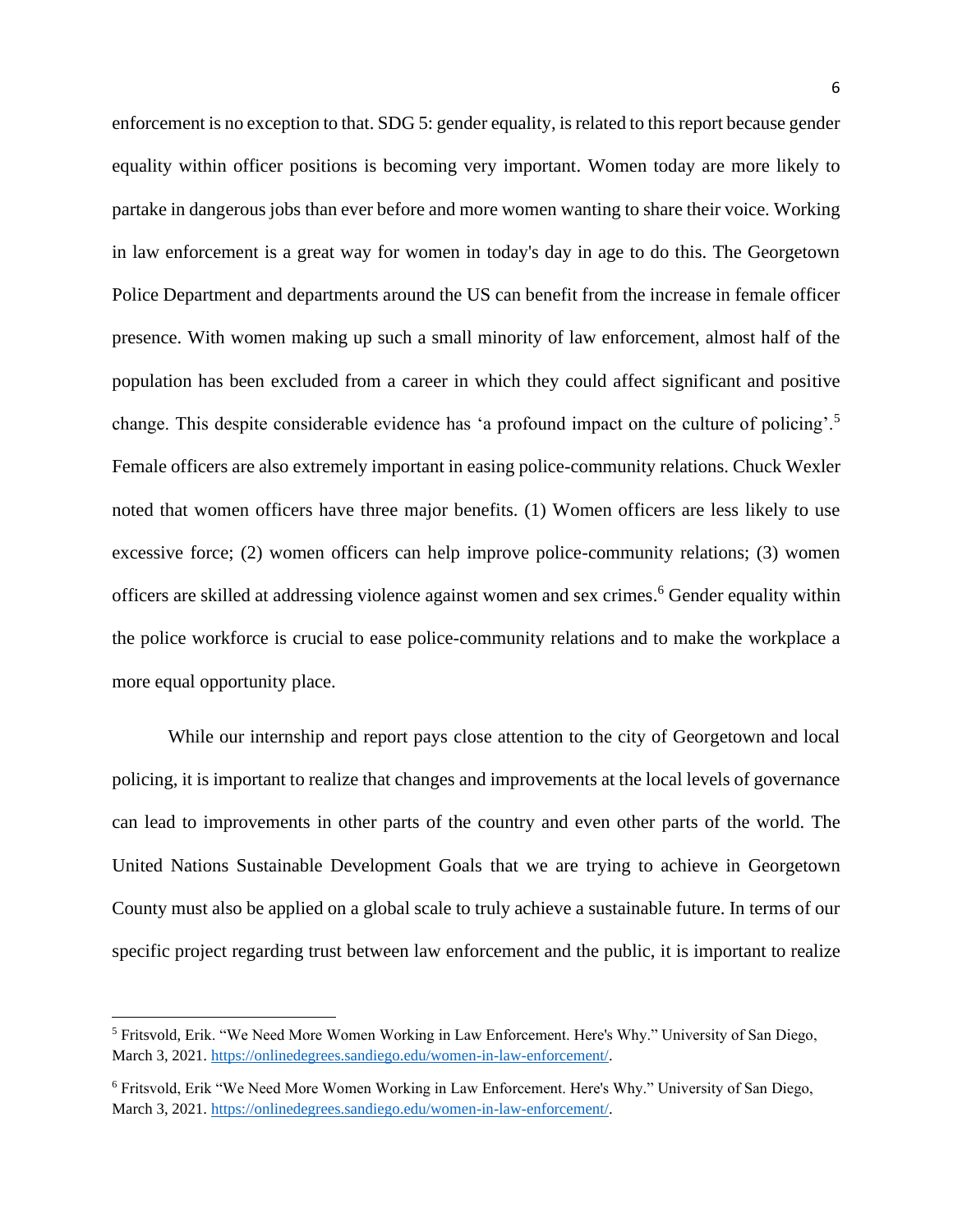enforcement is no exception to that. SDG 5: gender equality, is related to this report because gender equality within officer positions is becoming very important. Women today are more likely to partake in dangerous jobs than ever before and more women wanting to share their voice. Working in law enforcement is a great way for women in today's day in age to do this. The Georgetown Police Department and departments around the US can benefit from the increase in female officer presence. With women making up such a small minority of law enforcement, almost half of the population has been excluded from a career in which they could affect significant and positive change. This despite considerable evidence has 'a profound impact on the culture of policing'.[5] Female officers are also extremely important in easing police-community relations. Chuck Wexler noted that women officers have three major benefits. (1) Women officers are less likely to use excessive force; (2) women officers can help improve police-community relations; (3) women officers are skilled at addressing violence against women and sex crimes.[6] Gender equality within the police workforce is crucial to ease police-community relations and to make the workplace a more equal opportunity place.

While our internship and report pays close attention to the city of Georgetown and local policing, it is important to realize that changes and improvements at the local levels of governance can lead to improvements in other parts of the country and even other parts of the world. The United Nations Sustainable Development Goals that we are trying to achieve in Georgetown County must also be applied on a global scale to truly achieve a sustainable future. In terms of our specific project regarding trust between law enforcement and the public, it is important to realize

---

[5] Fritsvold, Erik. "We Need More Women Working in Law Enforcement. Here's Why." University of San Diego, March 3, 2021. https://onlinedegrees.sandiego.edu/women-in-law-enforcement/.

[6] Fritsvold, Erik "We Need More Women Working in Law Enforcement. Here's Why." University of San Diego, March 3, 2021. https://onlinedegrees.sandiego.edu/women-in-law-enforcement/.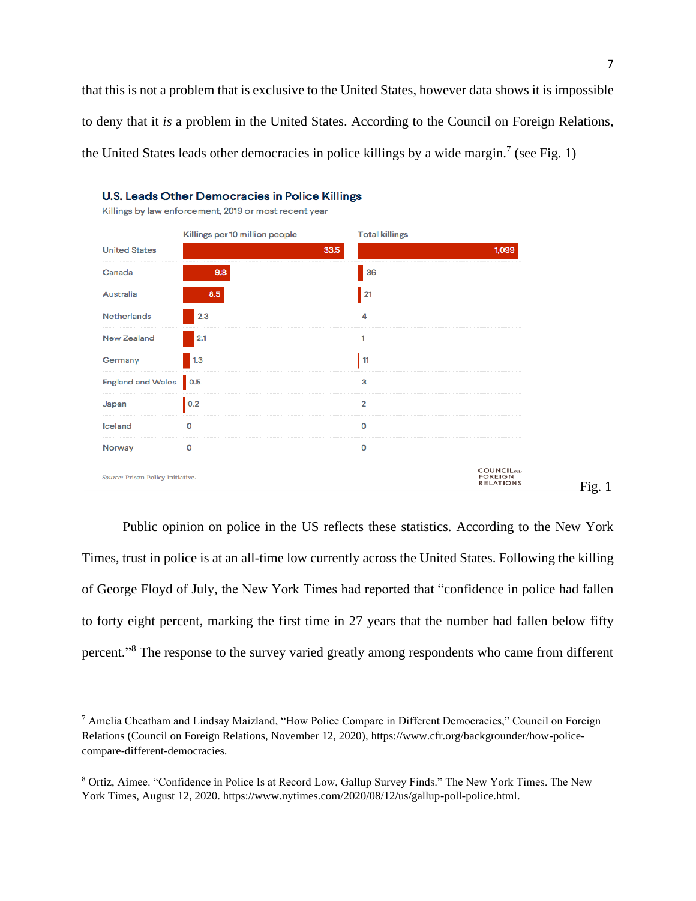that this is not a problem that is exclusive to the United States, however data shows it is impossible to deny that it *is* a problem in the United States. According to the Council on Foreign Relations, the United States leads other democracies in police killings by a wide margin.[7] (see Fig. 1)

**U.S. Leads Other Democracies in Police Killings**

Killings by law enforcement, 2019 or most recent year

| | Killings per 10 million people | Total killings |
|---|---|---|
| United States | 33.5 | 1,099 |
| Canada | 9.8 | 36 |
| Australia | 8.5 | 21 |
| Netherlands | 2.3 | 4 |
| New Zealand | 2.1 | 1 |
| Germany | 1.3 | 11 |
| England and Wales | 0.5 | 3 |
| Japan | 0.2 | 2 |
| Iceland | 0 | 0 |
| Norway | 0 | 0 |

*Source:* Prison Policy Initiative.

COUNCIL on FOREIGN RELATIONS

Fig. 1

Public opinion on police in the US reflects these statistics. According to the New York Times, trust in police is at an all-time low currently across the United States. Following the killing of George Floyd of July, the New York Times had reported that "confidence in police had fallen to forty eight percent, marking the first time in 27 years that the number had fallen below fifty percent."[8] The response to the survey varied greatly among respondents who came from different

---

[7] Amelia Cheatham and Lindsay Maizland, "How Police Compare in Different Democracies," Council on Foreign Relations (Council on Foreign Relations, November 12, 2020), https://www.cfr.org/backgrounder/how-police-compare-different-democracies.

[8] Ortiz, Aimee. "Confidence in Police Is at Record Low, Gallup Survey Finds." The New York Times. The New York Times, August 12, 2020. https://www.nytimes.com/2020/08/12/us/gallup-poll-police.html.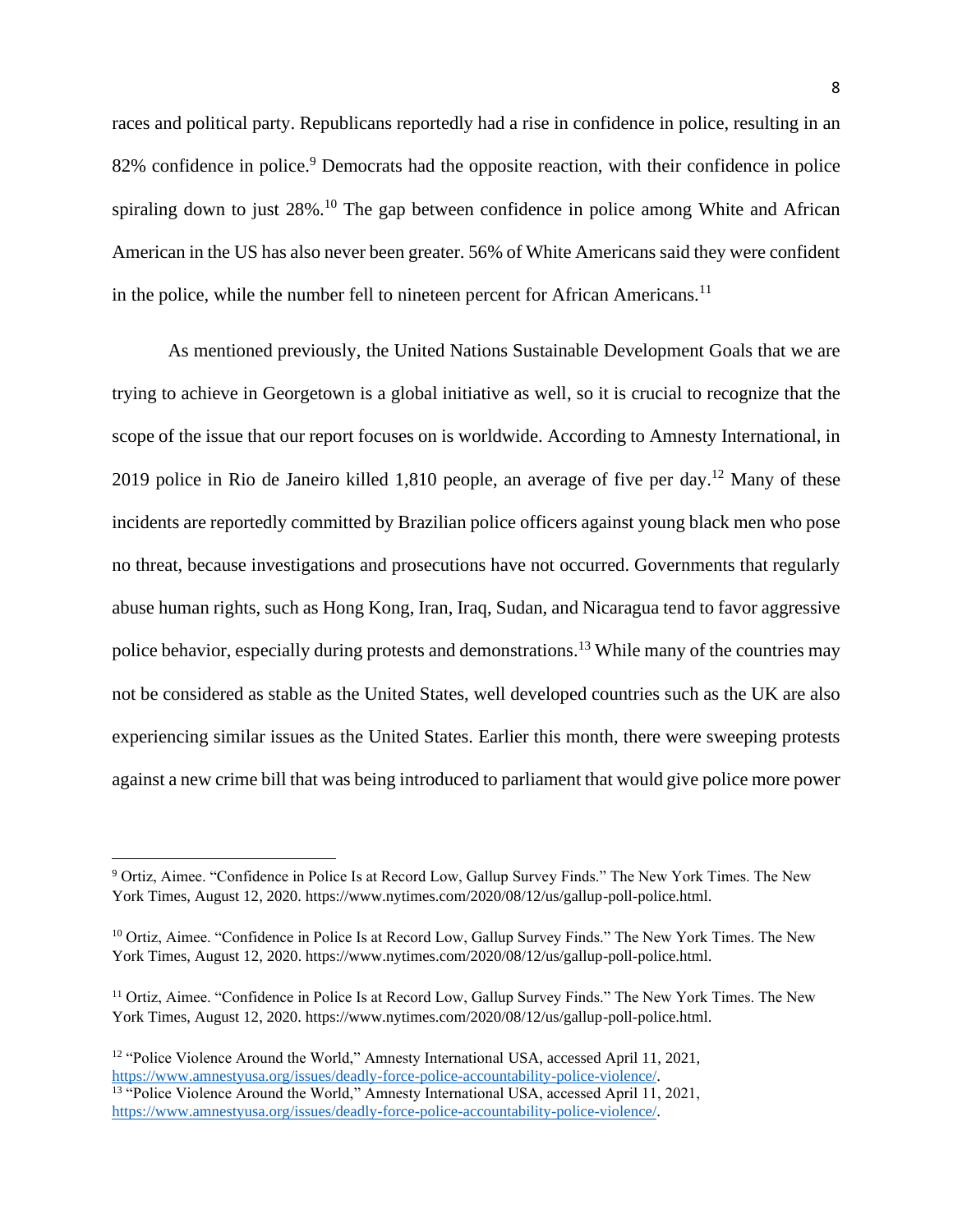races and political party. Republicans reportedly had a rise in confidence in police, resulting in an 82% confidence in police.[9] Democrats had the opposite reaction, with their confidence in police spiraling down to just 28%.[10] The gap between confidence in police among White and African American in the US has also never been greater. 56% of White Americans said they were confident in the police, while the number fell to nineteen percent for African Americans.[11]

As mentioned previously, the United Nations Sustainable Development Goals that we are trying to achieve in Georgetown is a global initiative as well, so it is crucial to recognize that the scope of the issue that our report focuses on is worldwide. According to Amnesty International, in 2019 police in Rio de Janeiro killed 1,810 people, an average of five per day.[12] Many of these incidents are reportedly committed by Brazilian police officers against young black men who pose no threat, because investigations and prosecutions have not occurred. Governments that regularly abuse human rights, such as Hong Kong, Iran, Iraq, Sudan, and Nicaragua tend to favor aggressive police behavior, especially during protests and demonstrations.[13] While many of the countries may not be considered as stable as the United States, well developed countries such as the UK are also experiencing similar issues as the United States. Earlier this month, there were sweeping protests against a new crime bill that was being introduced to parliament that would give police more power

---

[9] Ortiz, Aimee. "Confidence in Police Is at Record Low, Gallup Survey Finds." The New York Times. The New York Times, August 12, 2020. https://www.nytimes.com/2020/08/12/us/gallup-poll-police.html.

[10] Ortiz, Aimee. "Confidence in Police Is at Record Low, Gallup Survey Finds." The New York Times. The New York Times, August 12, 2020. https://www.nytimes.com/2020/08/12/us/gallup-poll-police.html.

[11] Ortiz, Aimee. "Confidence in Police Is at Record Low, Gallup Survey Finds." The New York Times. The New York Times, August 12, 2020. https://www.nytimes.com/2020/08/12/us/gallup-poll-police.html.

[12] "Police Violence Around the World," Amnesty International USA, accessed April 11, 2021, https://www.amnestyusa.org/issues/deadly-force-police-accountability-police-violence/.

[13] "Police Violence Around the World," Amnesty International USA, accessed April 11, 2021, https://www.amnestyusa.org/issues/deadly-force-police-accountability-police-violence/.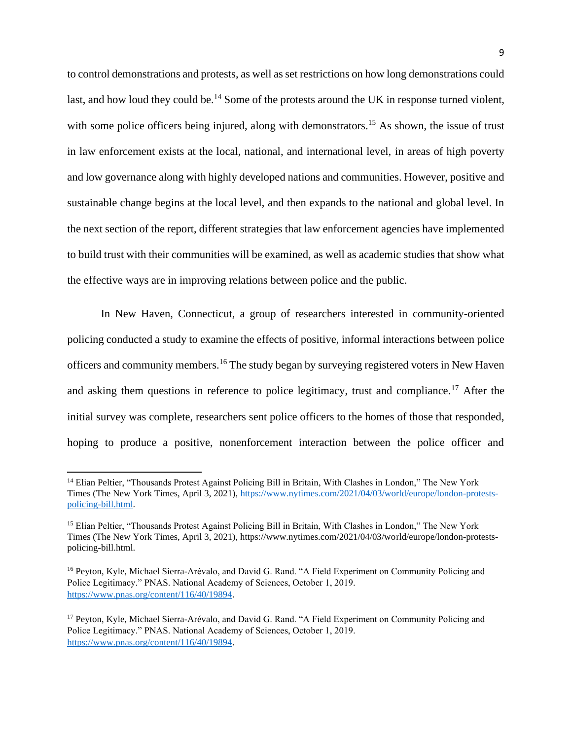to control demonstrations and protests, as well as set restrictions on how long demonstrations could last, and how loud they could be.[14] Some of the protests around the UK in response turned violent, with some police officers being injured, along with demonstrators.[15] As shown, the issue of trust in law enforcement exists at the local, national, and international level, in areas of high poverty and low governance along with highly developed nations and communities. However, positive and sustainable change begins at the local level, and then expands to the national and global level. In the next section of the report, different strategies that law enforcement agencies have implemented to build trust with their communities will be examined, as well as academic studies that show what the effective ways are in improving relations between police and the public.

In New Haven, Connecticut, a group of researchers interested in community-oriented policing conducted a study to examine the effects of positive, informal interactions between police officers and community members.[16] The study began by surveying registered voters in New Haven and asking them questions in reference to police legitimacy, trust and compliance.[17] After the initial survey was complete, researchers sent police officers to the homes of those that responded, hoping to produce a positive, nonenforcement interaction between the police officer and

---

[14] Elian Peltier, "Thousands Protest Against Policing Bill in Britain, With Clashes in London," The New York Times (The New York Times, April 3, 2021), https://www.nytimes.com/2021/04/03/world/europe/london-protests-policing-bill.html.

[15] Elian Peltier, "Thousands Protest Against Policing Bill in Britain, With Clashes in London," The New York Times (The New York Times, April 3, 2021), https://www.nytimes.com/2021/04/03/world/europe/london-protests-policing-bill.html.

[16] Peyton, Kyle, Michael Sierra-Arévalo, and David G. Rand. "A Field Experiment on Community Policing and Police Legitimacy." PNAS. National Academy of Sciences, October 1, 2019. https://www.pnas.org/content/116/40/19894.

[17] Peyton, Kyle, Michael Sierra-Arévalo, and David G. Rand. "A Field Experiment on Community Policing and Police Legitimacy." PNAS. National Academy of Sciences, October 1, 2019. https://www.pnas.org/content/116/40/19894.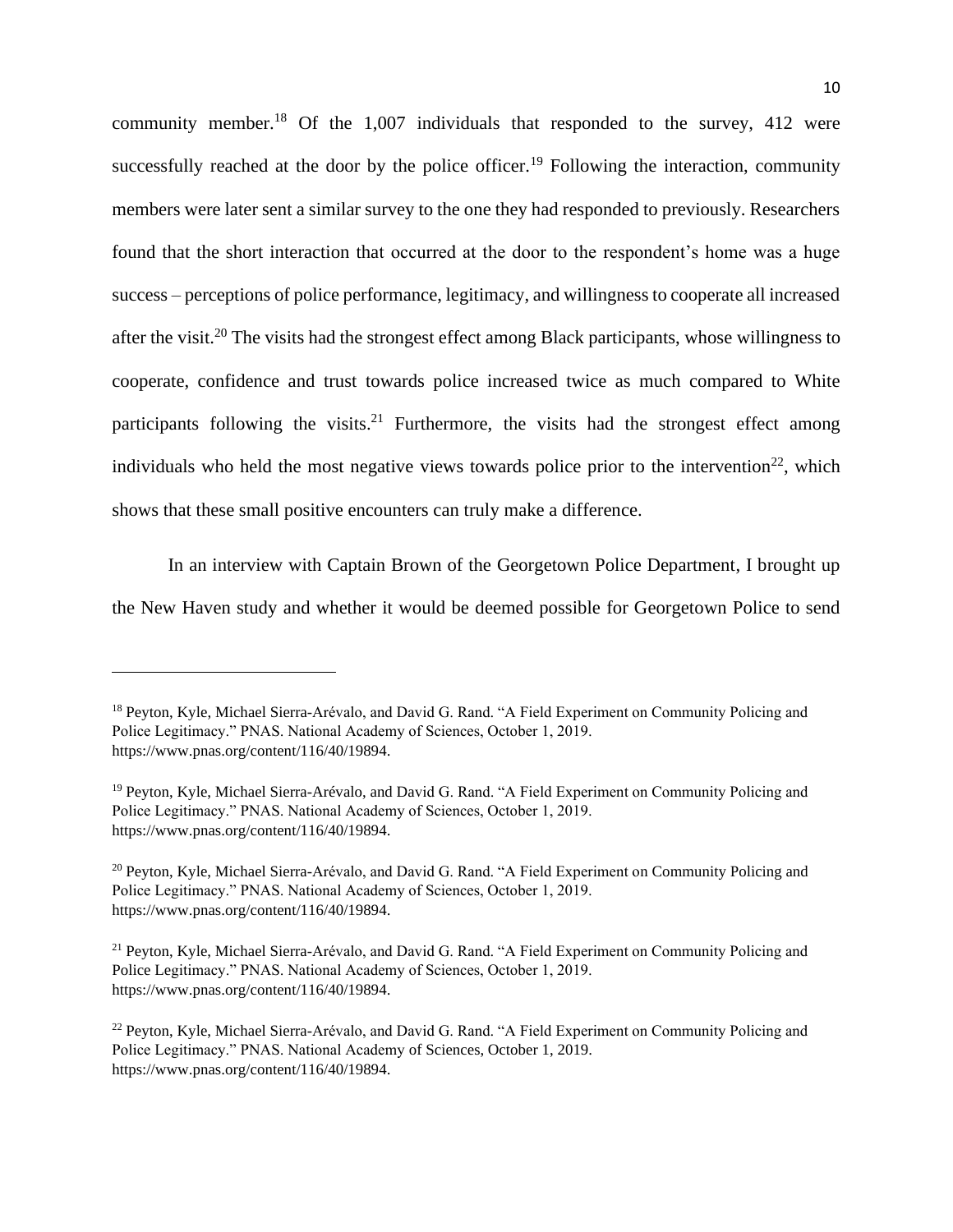community member.[18] Of the 1,007 individuals that responded to the survey, 412 were successfully reached at the door by the police officer.[19] Following the interaction, community members were later sent a similar survey to the one they had responded to previously. Researchers found that the short interaction that occurred at the door to the respondent's home was a huge success – perceptions of police performance, legitimacy, and willingness to cooperate all increased after the visit.[20] The visits had the strongest effect among Black participants, whose willingness to cooperate, confidence and trust towards police increased twice as much compared to White participants following the visits.[21] Furthermore, the visits had the strongest effect among individuals who held the most negative views towards police prior to the intervention[22], which shows that these small positive encounters can truly make a difference.

In an interview with Captain Brown of the Georgetown Police Department, I brought up the New Haven study and whether it would be deemed possible for Georgetown Police to send

---

[18] Peyton, Kyle, Michael Sierra-Arévalo, and David G. Rand. "A Field Experiment on Community Policing and Police Legitimacy." PNAS. National Academy of Sciences, October 1, 2019. https://www.pnas.org/content/116/40/19894.

[19] Peyton, Kyle, Michael Sierra-Arévalo, and David G. Rand. "A Field Experiment on Community Policing and Police Legitimacy." PNAS. National Academy of Sciences, October 1, 2019. https://www.pnas.org/content/116/40/19894.

[20] Peyton, Kyle, Michael Sierra-Arévalo, and David G. Rand. "A Field Experiment on Community Policing and Police Legitimacy." PNAS. National Academy of Sciences, October 1, 2019. https://www.pnas.org/content/116/40/19894.

[21] Peyton, Kyle, Michael Sierra-Arévalo, and David G. Rand. "A Field Experiment on Community Policing and Police Legitimacy." PNAS. National Academy of Sciences, October 1, 2019. https://www.pnas.org/content/116/40/19894.

[22] Peyton, Kyle, Michael Sierra-Arévalo, and David G. Rand. "A Field Experiment on Community Policing and Police Legitimacy." PNAS. National Academy of Sciences, October 1, 2019. https://www.pnas.org/content/116/40/19894.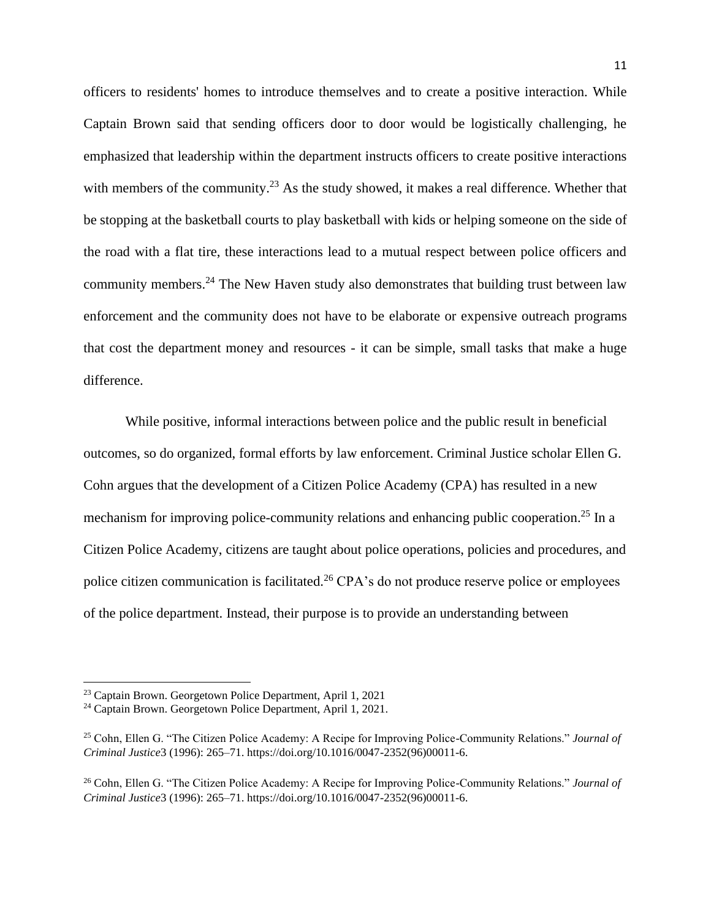officers to residents' homes to introduce themselves and to create a positive interaction. While Captain Brown said that sending officers door to door would be logistically challenging, he emphasized that leadership within the department instructs officers to create positive interactions with members of the community.[23] As the study showed, it makes a real difference. Whether that be stopping at the basketball courts to play basketball with kids or helping someone on the side of the road with a flat tire, these interactions lead to a mutual respect between police officers and community members.[24] The New Haven study also demonstrates that building trust between law enforcement and the community does not have to be elaborate or expensive outreach programs that cost the department money and resources - it can be simple, small tasks that make a huge difference.

While positive, informal interactions between police and the public result in beneficial outcomes, so do organized, formal efforts by law enforcement. Criminal Justice scholar Ellen G. Cohn argues that the development of a Citizen Police Academy (CPA) has resulted in a new mechanism for improving police-community relations and enhancing public cooperation.[25] In a Citizen Police Academy, citizens are taught about police operations, policies and procedures, and police citizen communication is facilitated.[26] CPA's do not produce reserve police or employees of the police department. Instead, their purpose is to provide an understanding between

---

[23] Captain Brown. Georgetown Police Department, April 1, 2021

[24] Captain Brown. Georgetown Police Department, April 1, 2021.

[25] Cohn, Ellen G. "The Citizen Police Academy: A Recipe for Improving Police-Community Relations." *Journal of Criminal Justice*3 (1996): 265–71. https://doi.org/10.1016/0047-2352(96)00011-6.

[26] Cohn, Ellen G. "The Citizen Police Academy: A Recipe for Improving Police-Community Relations." *Journal of Criminal Justice*3 (1996): 265–71. https://doi.org/10.1016/0047-2352(96)00011-6.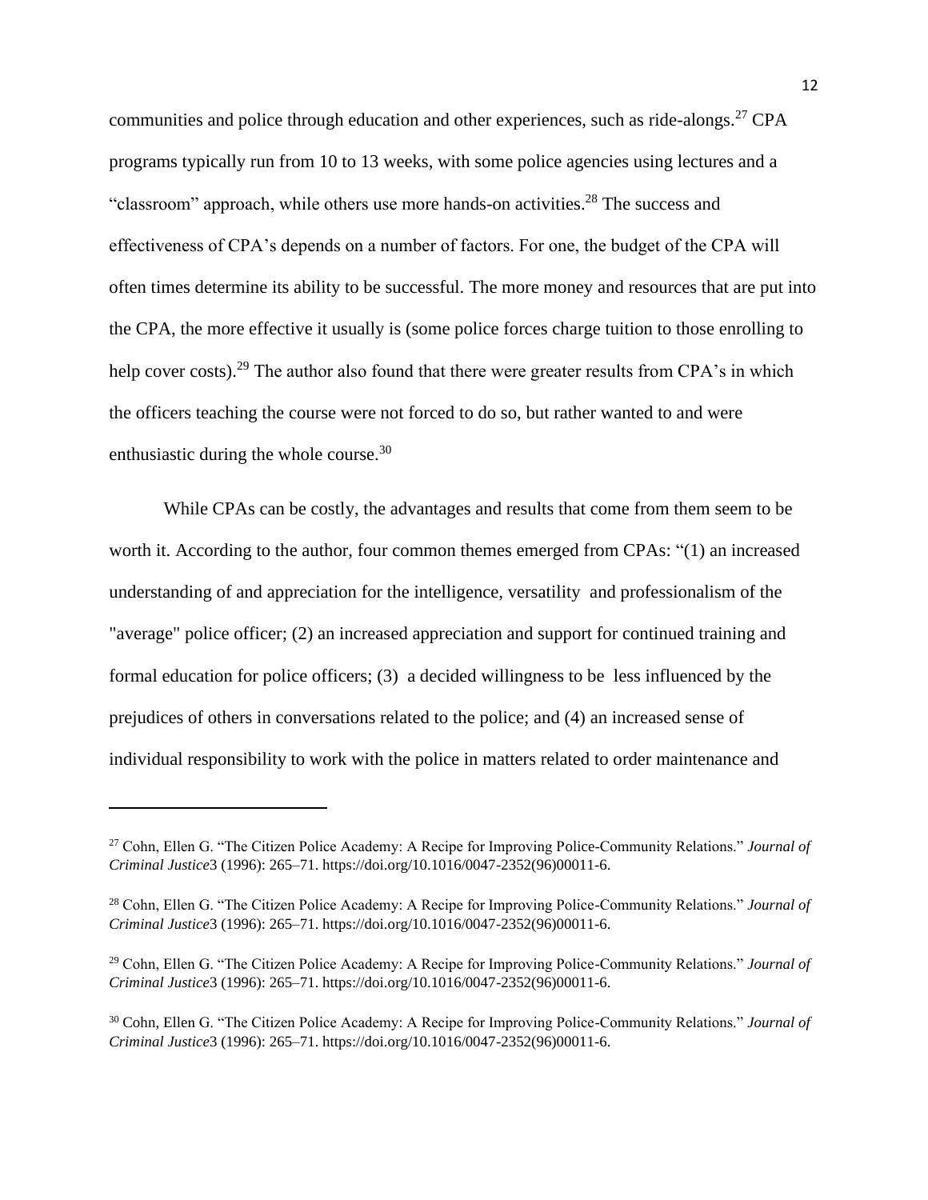communities and police through education and other experiences, such as ride-alongs.[27] CPA programs typically run from 10 to 13 weeks, with some police agencies using lectures and a "classroom" approach, while others use more hands-on activities.[28] The success and effectiveness of CPA's depends on a number of factors. For one, the budget of the CPA will often times determine its ability to be successful. The more money and resources that are put into the CPA, the more effective it usually is (some police forces charge tuition to those enrolling to help cover costs).[29] The author also found that there were greater results from CPA's in which the officers teaching the course were not forced to do so, but rather wanted to and were enthusiastic during the whole course.[30]

While CPAs can be costly, the advantages and results that come from them seem to be worth it. According to the author, four common themes emerged from CPAs: "(1) an increased understanding of and appreciation for the intelligence, versatility and professionalism of the "average" police officer; (2) an increased appreciation and support for continued training and formal education for police officers; (3) a decided willingness to be less influenced by the prejudices of others in conversations related to the police; and (4) an increased sense of individual responsibility to work with the police in matters related to order maintenance and

---

[27] Cohn, Ellen G. "The Citizen Police Academy: A Recipe for Improving Police-Community Relations." *Journal of Criminal Justice*3 (1996): 265–71. https://doi.org/10.1016/0047-2352(96)00011-6.

[28] Cohn, Ellen G. "The Citizen Police Academy: A Recipe for Improving Police-Community Relations." *Journal of Criminal Justice*3 (1996): 265–71. https://doi.org/10.1016/0047-2352(96)00011-6.

[29] Cohn, Ellen G. "The Citizen Police Academy: A Recipe for Improving Police-Community Relations." *Journal of Criminal Justice*3 (1996): 265–71. https://doi.org/10.1016/0047-2352(96)00011-6.

[30] Cohn, Ellen G. "The Citizen Police Academy: A Recipe for Improving Police-Community Relations." *Journal of Criminal Justice*3 (1996): 265–71. https://doi.org/10.1016/0047-2352(96)00011-6.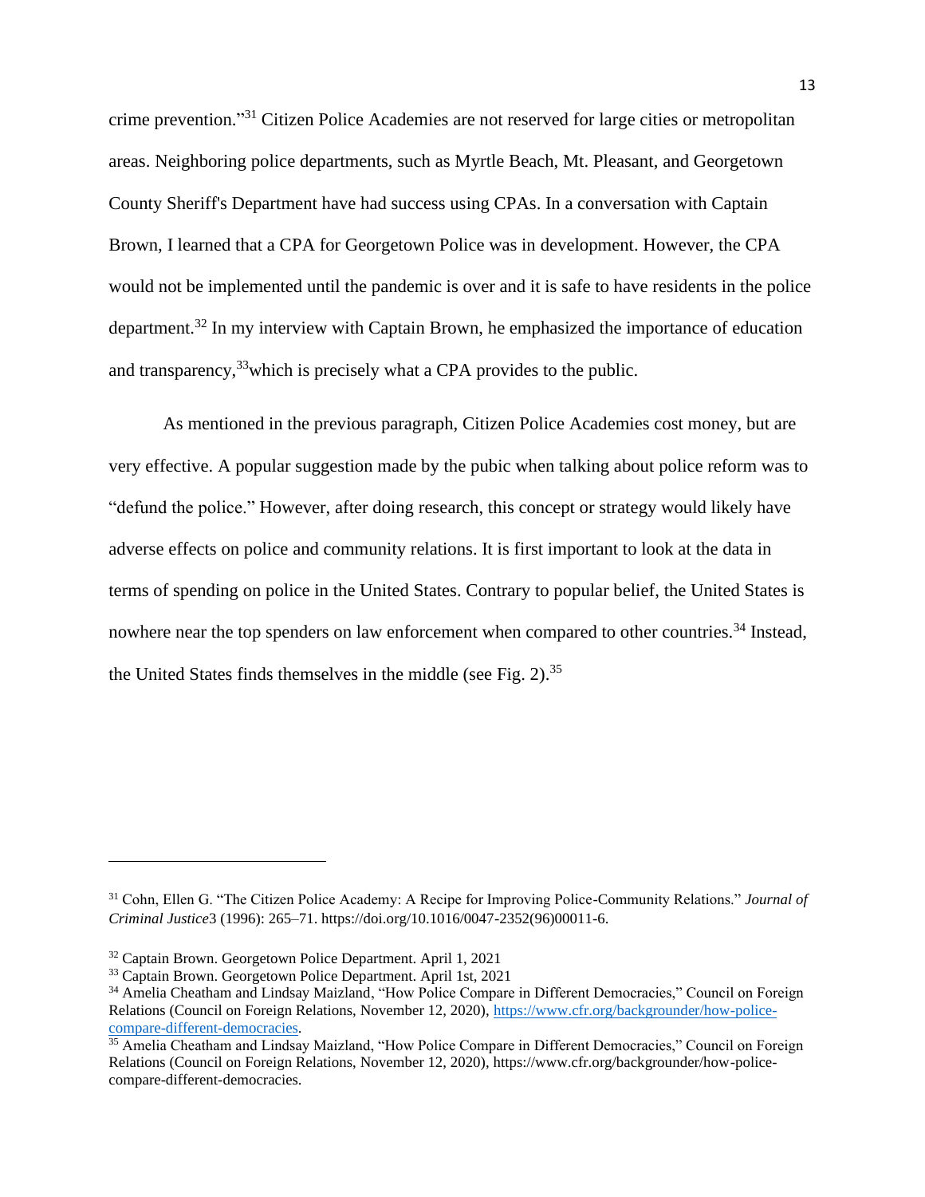crime prevention."[31] Citizen Police Academies are not reserved for large cities or metropolitan areas. Neighboring police departments, such as Myrtle Beach, Mt. Pleasant, and Georgetown County Sheriff's Department have had success using CPAs. In a conversation with Captain Brown, I learned that a CPA for Georgetown Police was in development. However, the CPA would not be implemented until the pandemic is over and it is safe to have residents in the police department.[32] In my interview with Captain Brown, he emphasized the importance of education and transparency,[33]which is precisely what a CPA provides to the public.

As mentioned in the previous paragraph, Citizen Police Academies cost money, but are very effective. A popular suggestion made by the pubic when talking about police reform was to "defund the police." However, after doing research, this concept or strategy would likely have adverse effects on police and community relations. It is first important to look at the data in terms of spending on police in the United States. Contrary to popular belief, the United States is nowhere near the top spenders on law enforcement when compared to other countries.[34] Instead, the United States finds themselves in the middle (see Fig. 2).[35]

---

[31] Cohn, Ellen G. "The Citizen Police Academy: A Recipe for Improving Police-Community Relations." *Journal of Criminal Justice*3 (1996): 265–71. https://doi.org/10.1016/0047-2352(96)00011-6.

[32] Captain Brown. Georgetown Police Department. April 1, 2021

[33] Captain Brown. Georgetown Police Department. April 1st, 2021

[34] Amelia Cheatham and Lindsay Maizland, "How Police Compare in Different Democracies," Council on Foreign Relations (Council on Foreign Relations, November 12, 2020), https://www.cfr.org/backgrounder/how-police-compare-different-democracies.

[35] Amelia Cheatham and Lindsay Maizland, "How Police Compare in Different Democracies," Council on Foreign Relations (Council on Foreign Relations, November 12, 2020), https://www.cfr.org/backgrounder/how-police-compare-different-democracies.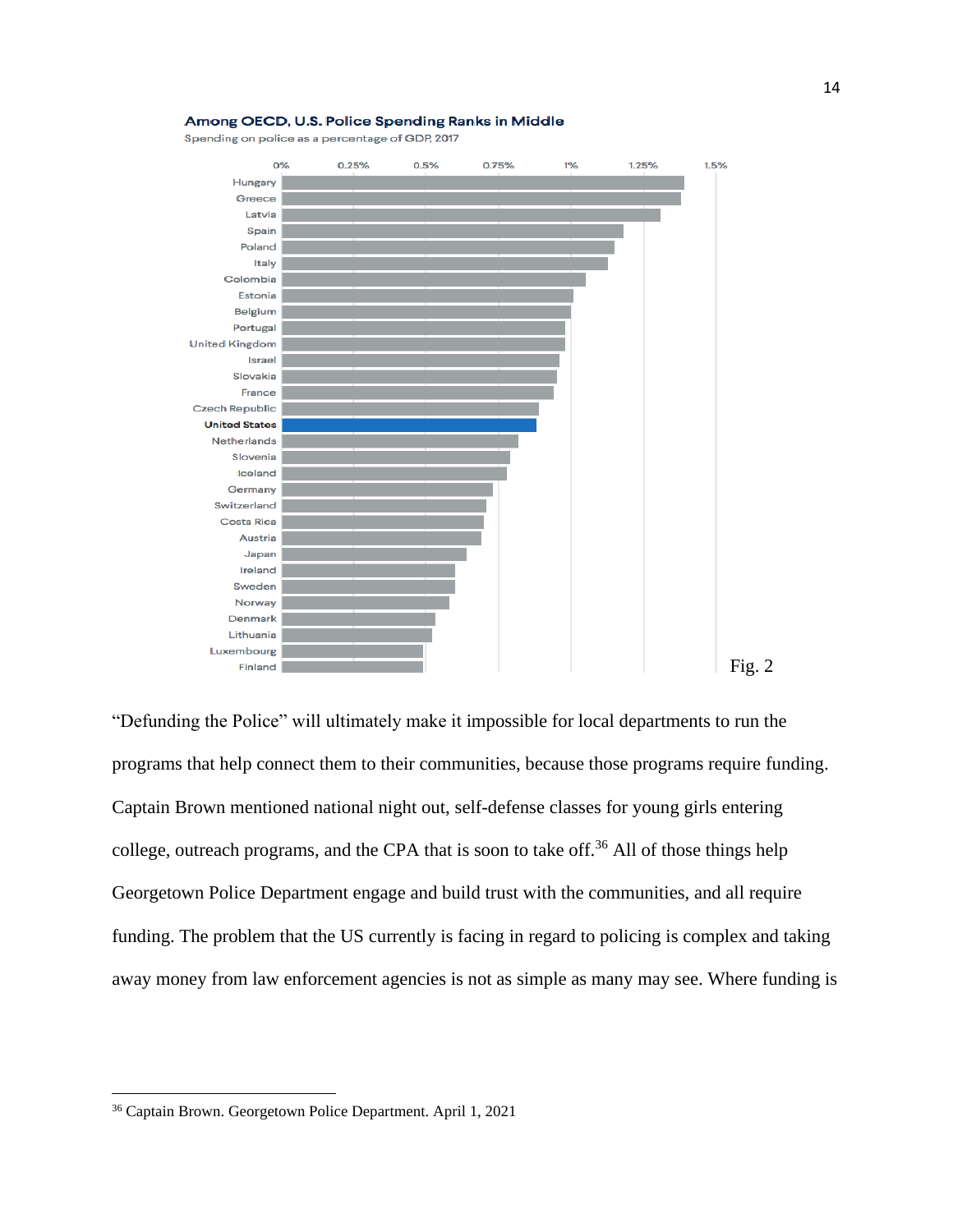**Among OECD, U.S. Police Spending Ranks in Middle**

Spending on police as a percentage of GDP, 2017

Fig. 2

"Defunding the Police" will ultimately make it impossible for local departments to run the programs that help connect them to their communities, because those programs require funding. Captain Brown mentioned national night out, self-defense classes for young girls entering college, outreach programs, and the CPA that is soon to take off.[36] All of those things help Georgetown Police Department engage and build trust with the communities, and all require funding. The problem that the US currently is facing in regard to policing is complex and taking away money from law enforcement agencies is not as simple as many may see. Where funding is

[36] Captain Brown. Georgetown Police Department. April 1, 2021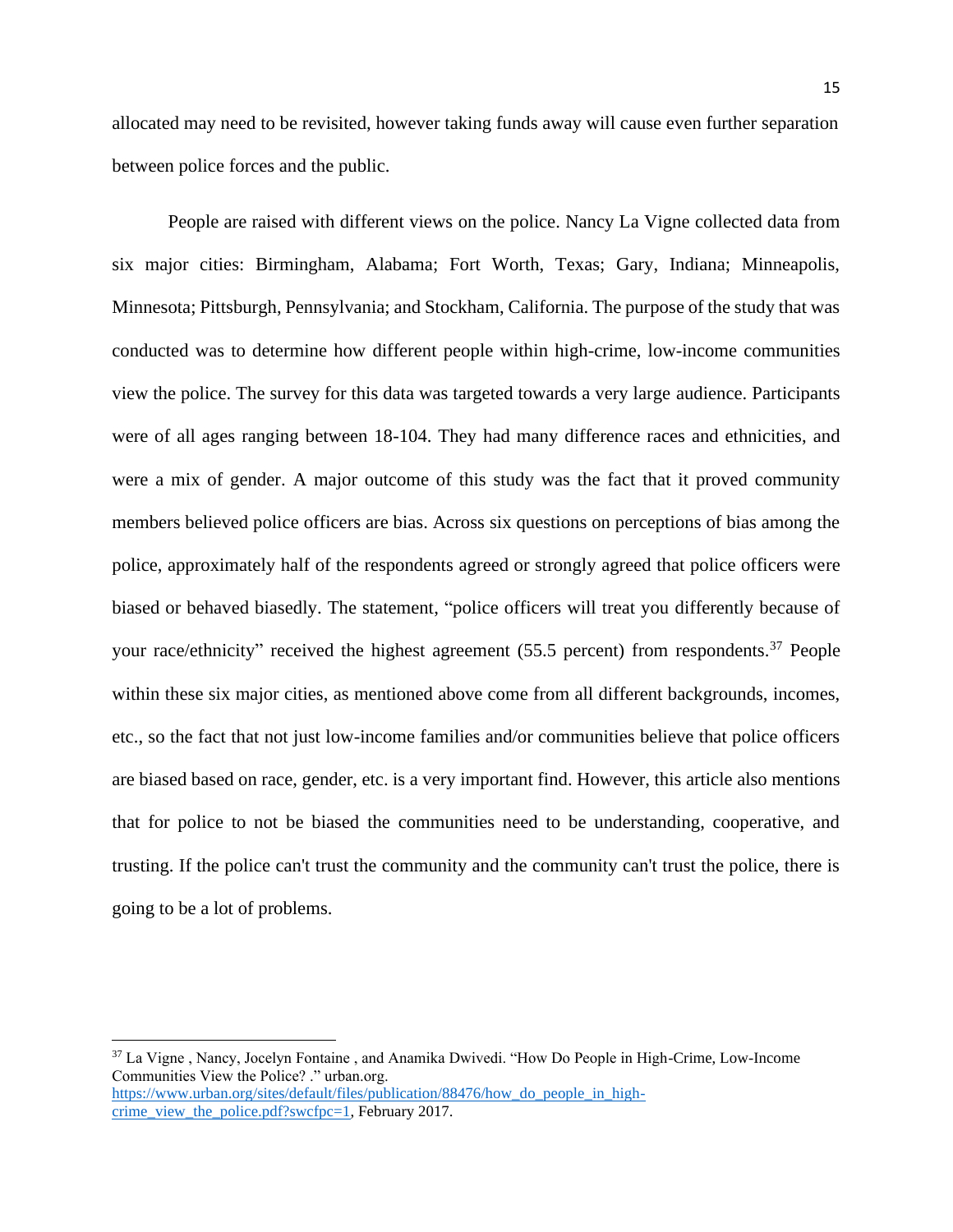allocated may need to be revisited, however taking funds away will cause even further separation between police forces and the public.

People are raised with different views on the police. Nancy La Vigne collected data from six major cities: Birmingham, Alabama; Fort Worth, Texas; Gary, Indiana; Minneapolis, Minnesota; Pittsburgh, Pennsylvania; and Stockham, California. The purpose of the study that was conducted was to determine how different people within high-crime, low-income communities view the police. The survey for this data was targeted towards a very large audience. Participants were of all ages ranging between 18-104. They had many difference races and ethnicities, and were a mix of gender. A major outcome of this study was the fact that it proved community members believed police officers are bias. Across six questions on perceptions of bias among the police, approximately half of the respondents agreed or strongly agreed that police officers were biased or behaved biasedly. The statement, "police officers will treat you differently because of your race/ethnicity" received the highest agreement (55.5 percent) from respondents.[37] People within these six major cities, as mentioned above come from all different backgrounds, incomes, etc., so the fact that not just low-income families and/or communities believe that police officers are biased based on race, gender, etc. is a very important find. However, this article also mentions that for police to not be biased the communities need to be understanding, cooperative, and trusting. If the police can't trust the community and the community can't trust the police, there is going to be a lot of problems.

---

[37] La Vigne , Nancy, Jocelyn Fontaine , and Anamika Dwivedi. "How Do People in High-Crime, Low-Income Communities View the Police? ." urban.org. https://www.urban.org/sites/default/files/publication/88476/how_do_people_in_high-crime_view_the_police.pdf?swcfpc=1, February 2017.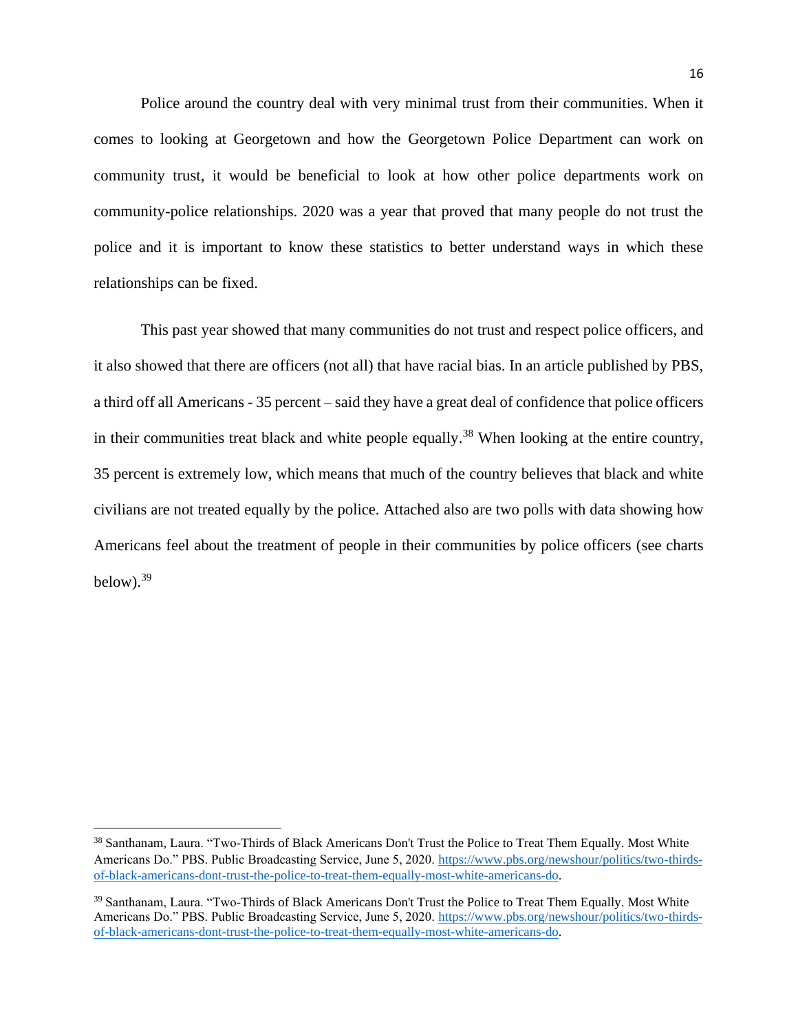Police around the country deal with very minimal trust from their communities. When it comes to looking at Georgetown and how the Georgetown Police Department can work on community trust, it would be beneficial to look at how other police departments work on community-police relationships. 2020 was a year that proved that many people do not trust the police and it is important to know these statistics to better understand ways in which these relationships can be fixed.

This past year showed that many communities do not trust and respect police officers, and it also showed that there are officers (not all) that have racial bias. In an article published by PBS, a third off all Americans - 35 percent – said they have a great deal of confidence that police officers in their communities treat black and white people equally.[38] When looking at the entire country, 35 percent is extremely low, which means that much of the country believes that black and white civilians are not treated equally by the police. Attached also are two polls with data showing how Americans feel about the treatment of people in their communities by police officers (see charts below).[39]

---

[38] Santhanam, Laura. "Two-Thirds of Black Americans Don't Trust the Police to Treat Them Equally. Most White Americans Do." PBS. Public Broadcasting Service, June 5, 2020. https://www.pbs.org/newshour/politics/two-thirds-of-black-americans-dont-trust-the-police-to-treat-them-equally-most-white-americans-do.

[39] Santhanam, Laura. "Two-Thirds of Black Americans Don't Trust the Police to Treat Them Equally. Most White Americans Do." PBS. Public Broadcasting Service, June 5, 2020. https://www.pbs.org/newshour/politics/two-thirds-of-black-americans-dont-trust-the-police-to-treat-them-equally-most-white-americans-do.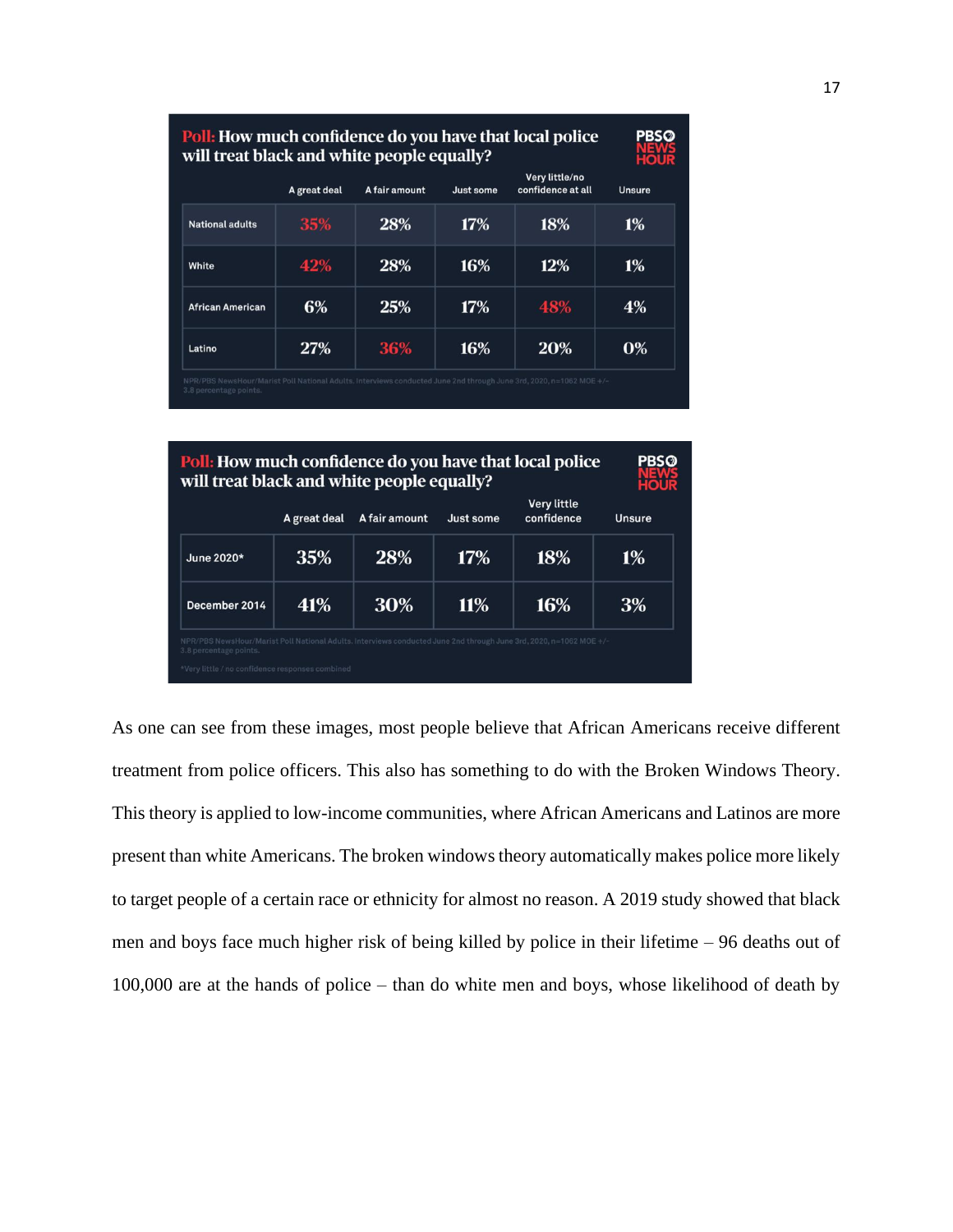**Poll: How much confidence do you have that local police will treat black and white people equally?**

PBS NEWS HOUR

| | A great deal | A fair amount | Just some | Very little/no confidence at all | Unsure |
|---|---|---|---|---|---|
| National adults | 35% | 28% | 17% | 18% | 1% |
| White | 42% | 28% | 16% | 12% | 1% |
| African American | 6% | 25% | 17% | 48% | 4% |
| Latino | 27% | 36% | 16% | 20% | 0% |

NPR/PBS NewsHour/Marist Poll National Adults. Interviews conducted June 2nd through June 3rd, 2020, n=1062 MOE +/- 3.8 percentage points.

**Poll: How much confidence do you have that local police will treat black and white people equally?**

PBS NEWS HOUR

| | A great deal | A fair amount | Just some | Very little confidence | Unsure |
|---|---|---|---|---|---|
| June 2020* | 35% | 28% | 17% | 18% | 1% |
| December 2014 | 41% | 30% | 11% | 16% | 3% |

NPR/PBS NewsHour/Marist Poll National Adults. Interviews conducted June 2nd through June 3rd, 2020, n=1062 MOE +/- 3.8 percentage points.

*Very little / no confidence responses combined

As one can see from these images, most people believe that African Americans receive different treatment from police officers. This also has something to do with the Broken Windows Theory. This theory is applied to low-income communities, where African Americans and Latinos are more present than white Americans. The broken windows theory automatically makes police more likely to target people of a certain race or ethnicity for almost no reason. A 2019 study showed that black men and boys face much higher risk of being killed by police in their lifetime – 96 deaths out of 100,000 are at the hands of police – than do white men and boys, whose likelihood of death by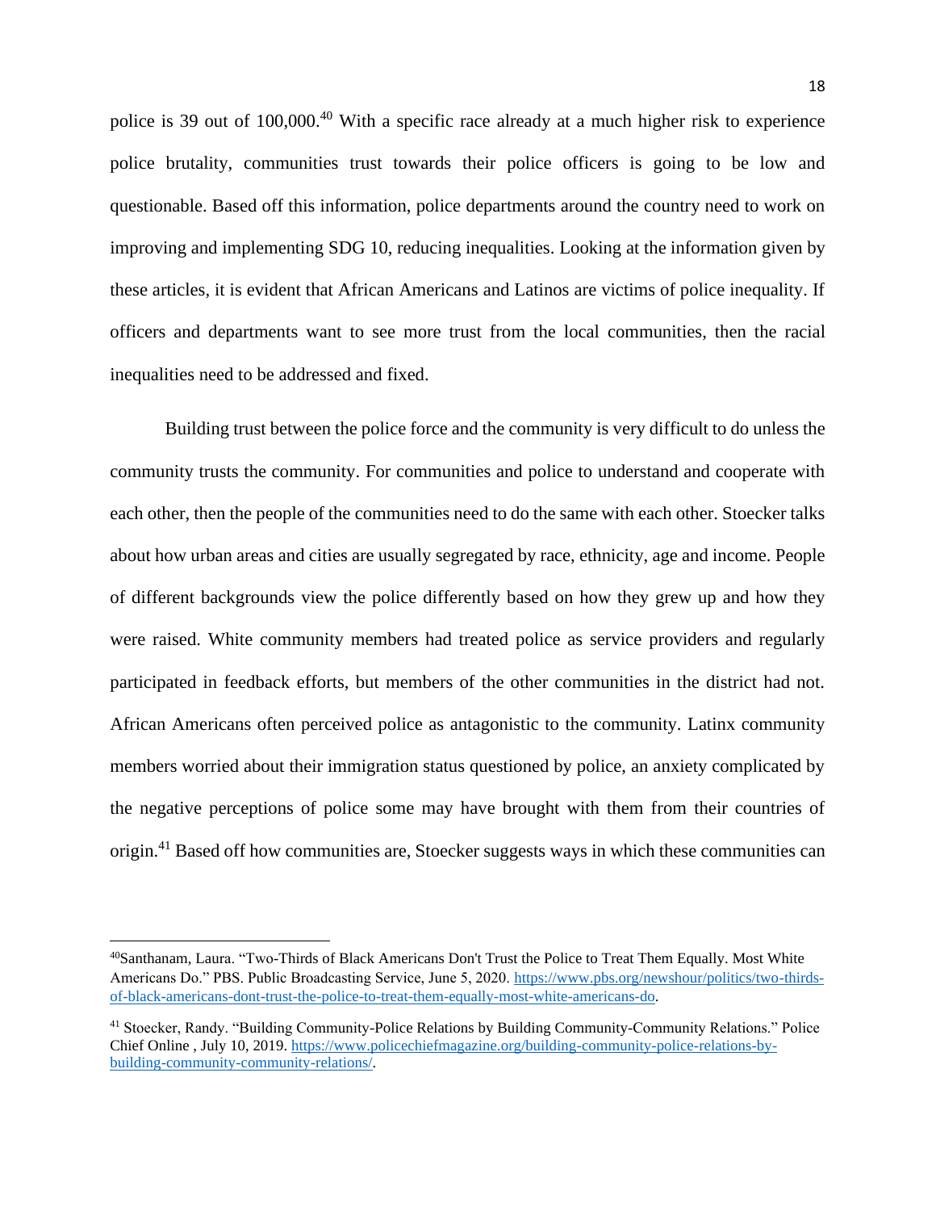police is 39 out of 100,000.[40] With a specific race already at a much higher risk to experience police brutality, communities trust towards their police officers is going to be low and questionable. Based off this information, police departments around the country need to work on improving and implementing SDG 10, reducing inequalities. Looking at the information given by these articles, it is evident that African Americans and Latinos are victims of police inequality. If officers and departments want to see more trust from the local communities, then the racial inequalities need to be addressed and fixed.

Building trust between the police force and the community is very difficult to do unless the community trusts the community. For communities and police to understand and cooperate with each other, then the people of the communities need to do the same with each other. Stoecker talks about how urban areas and cities are usually segregated by race, ethnicity, age and income. People of different backgrounds view the police differently based on how they grew up and how they were raised. White community members had treated police as service providers and regularly participated in feedback efforts, but members of the other communities in the district had not. African Americans often perceived police as antagonistic to the community. Latinx community members worried about their immigration status questioned by police, an anxiety complicated by the negative perceptions of police some may have brought with them from their countries of origin.[41] Based off how communities are, Stoecker suggests ways in which these communities can

---

[40] Santhanam, Laura. "Two-Thirds of Black Americans Don't Trust the Police to Treat Them Equally. Most White Americans Do." PBS. Public Broadcasting Service, June 5, 2020. https://www.pbs.org/newshour/politics/two-thirds-of-black-americans-dont-trust-the-police-to-treat-them-equally-most-white-americans-do.

[41] Stoecker, Randy. "Building Community-Police Relations by Building Community-Community Relations." Police Chief Online , July 10, 2019. https://www.policechiefmagazine.org/building-community-police-relations-by-building-community-community-relations/.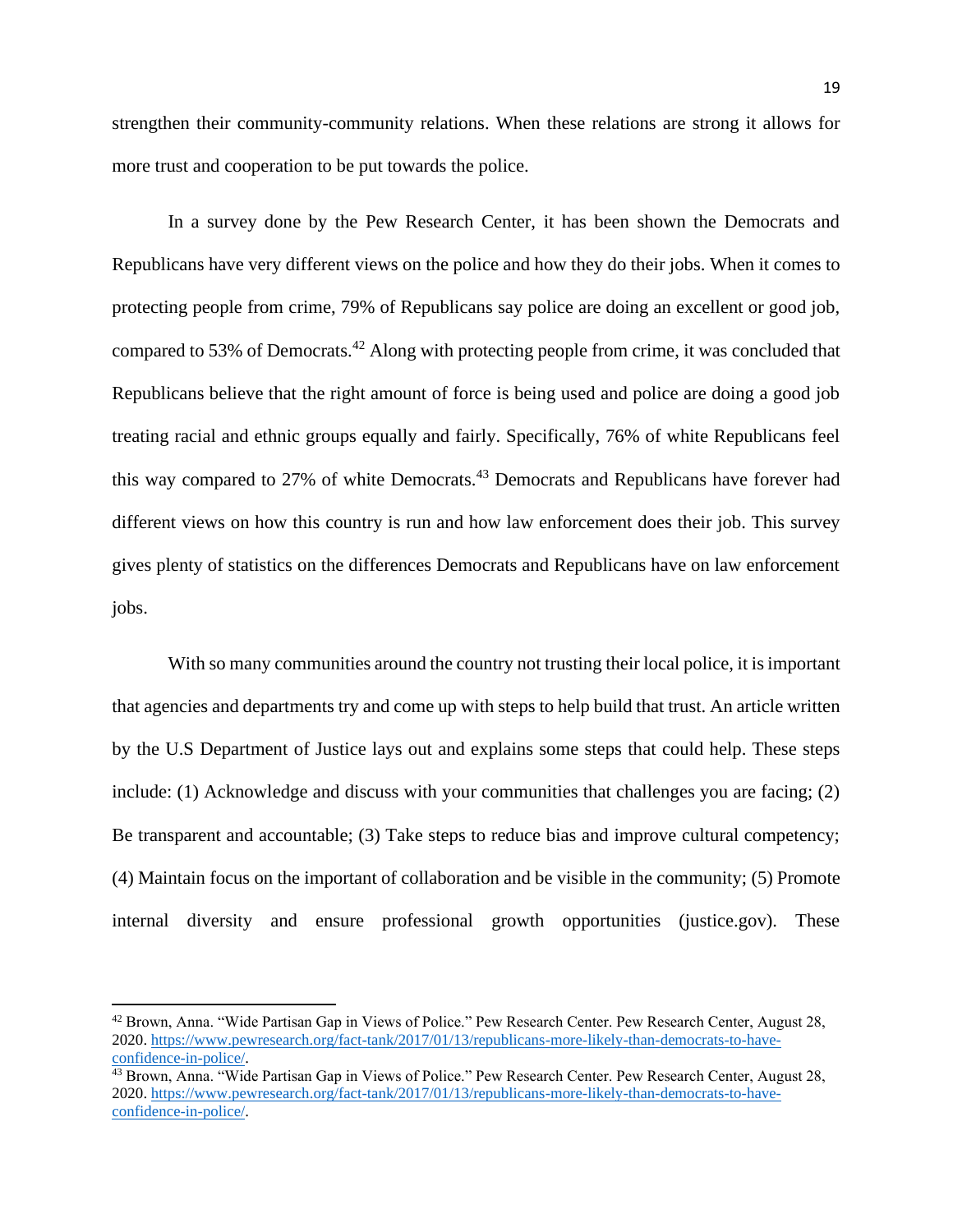strengthen their community-community relations. When these relations are strong it allows for more trust and cooperation to be put towards the police.

In a survey done by the Pew Research Center, it has been shown the Democrats and Republicans have very different views on the police and how they do their jobs. When it comes to protecting people from crime, 79% of Republicans say police are doing an excellent or good job, compared to 53% of Democrats.[42] Along with protecting people from crime, it was concluded that Republicans believe that the right amount of force is being used and police are doing a good job treating racial and ethnic groups equally and fairly. Specifically, 76% of white Republicans feel this way compared to 27% of white Democrats.[43] Democrats and Republicans have forever had different views on how this country is run and how law enforcement does their job. This survey gives plenty of statistics on the differences Democrats and Republicans have on law enforcement jobs.

With so many communities around the country not trusting their local police, it is important that agencies and departments try and come up with steps to help build that trust. An article written by the U.S Department of Justice lays out and explains some steps that could help. These steps include: (1) Acknowledge and discuss with your communities that challenges you are facing; (2) Be transparent and accountable; (3) Take steps to reduce bias and improve cultural competency; (4) Maintain focus on the important of collaboration and be visible in the community; (5) Promote internal diversity and ensure professional growth opportunities (justice.gov). These

---

[42] Brown, Anna. "Wide Partisan Gap in Views of Police." Pew Research Center. Pew Research Center, August 28, 2020. https://www.pewresearch.org/fact-tank/2017/01/13/republicans-more-likely-than-democrats-to-have-confidence-in-police/.

[43] Brown, Anna. "Wide Partisan Gap in Views of Police." Pew Research Center. Pew Research Center, August 28, 2020. https://www.pewresearch.org/fact-tank/2017/01/13/republicans-more-likely-than-democrats-to-have-confidence-in-police/.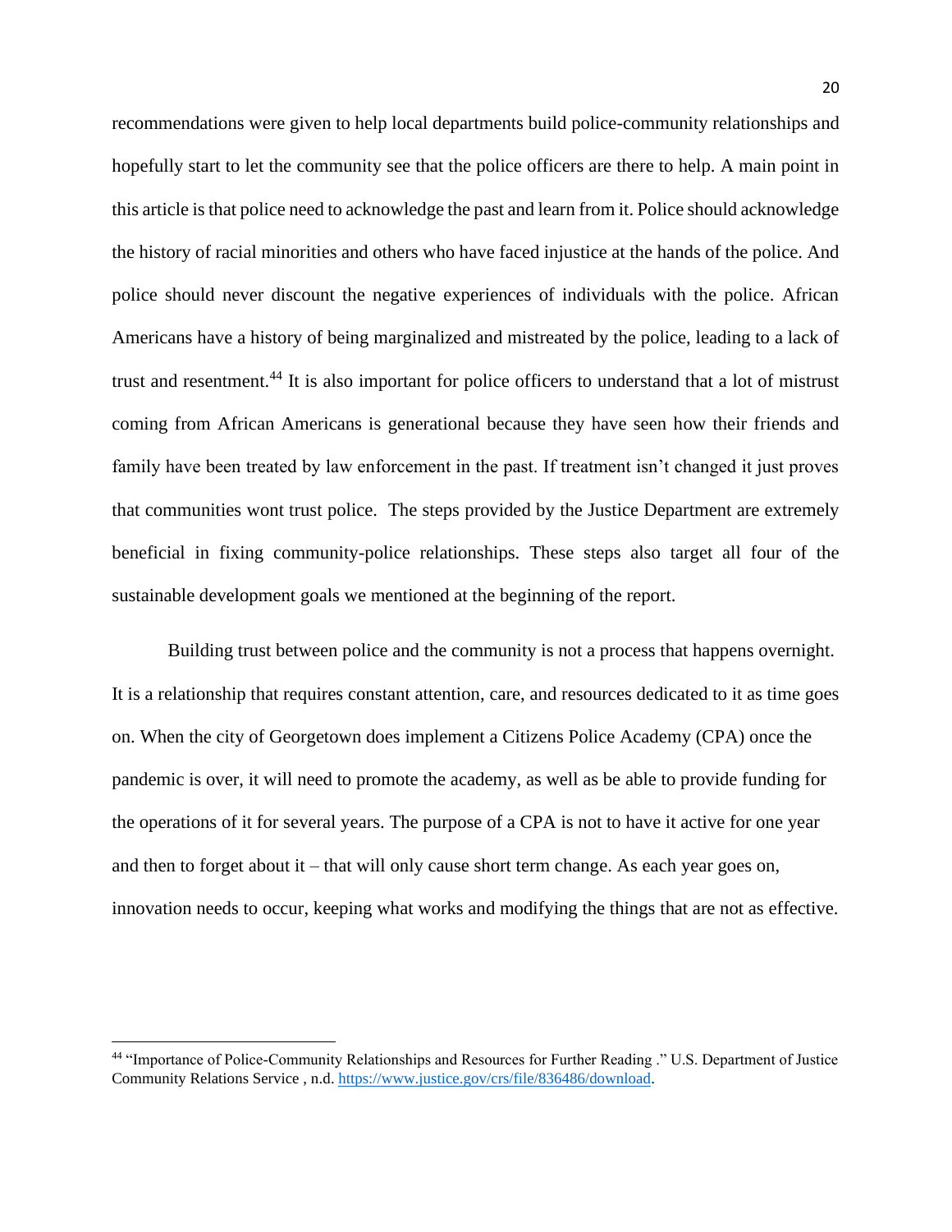recommendations were given to help local departments build police-community relationships and hopefully start to let the community see that the police officers are there to help. A main point in this article is that police need to acknowledge the past and learn from it. Police should acknowledge the history of racial minorities and others who have faced injustice at the hands of the police. And police should never discount the negative experiences of individuals with the police. African Americans have a history of being marginalized and mistreated by the police, leading to a lack of trust and resentment.[44] It is also important for police officers to understand that a lot of mistrust coming from African Americans is generational because they have seen how their friends and family have been treated by law enforcement in the past. If treatment isn't changed it just proves that communities wont trust police. The steps provided by the Justice Department are extremely beneficial in fixing community-police relationships. These steps also target all four of the sustainable development goals we mentioned at the beginning of the report.

Building trust between police and the community is not a process that happens overnight. It is a relationship that requires constant attention, care, and resources dedicated to it as time goes on. When the city of Georgetown does implement a Citizens Police Academy (CPA) once the pandemic is over, it will need to promote the academy, as well as be able to provide funding for the operations of it for several years. The purpose of a CPA is not to have it active for one year and then to forget about it – that will only cause short term change. As each year goes on, innovation needs to occur, keeping what works and modifying the things that are not as effective.

---

[44] "Importance of Police-Community Relationships and Resources for Further Reading ." U.S. Department of Justice Community Relations Service , n.d. https://www.justice.gov/crs/file/836486/download.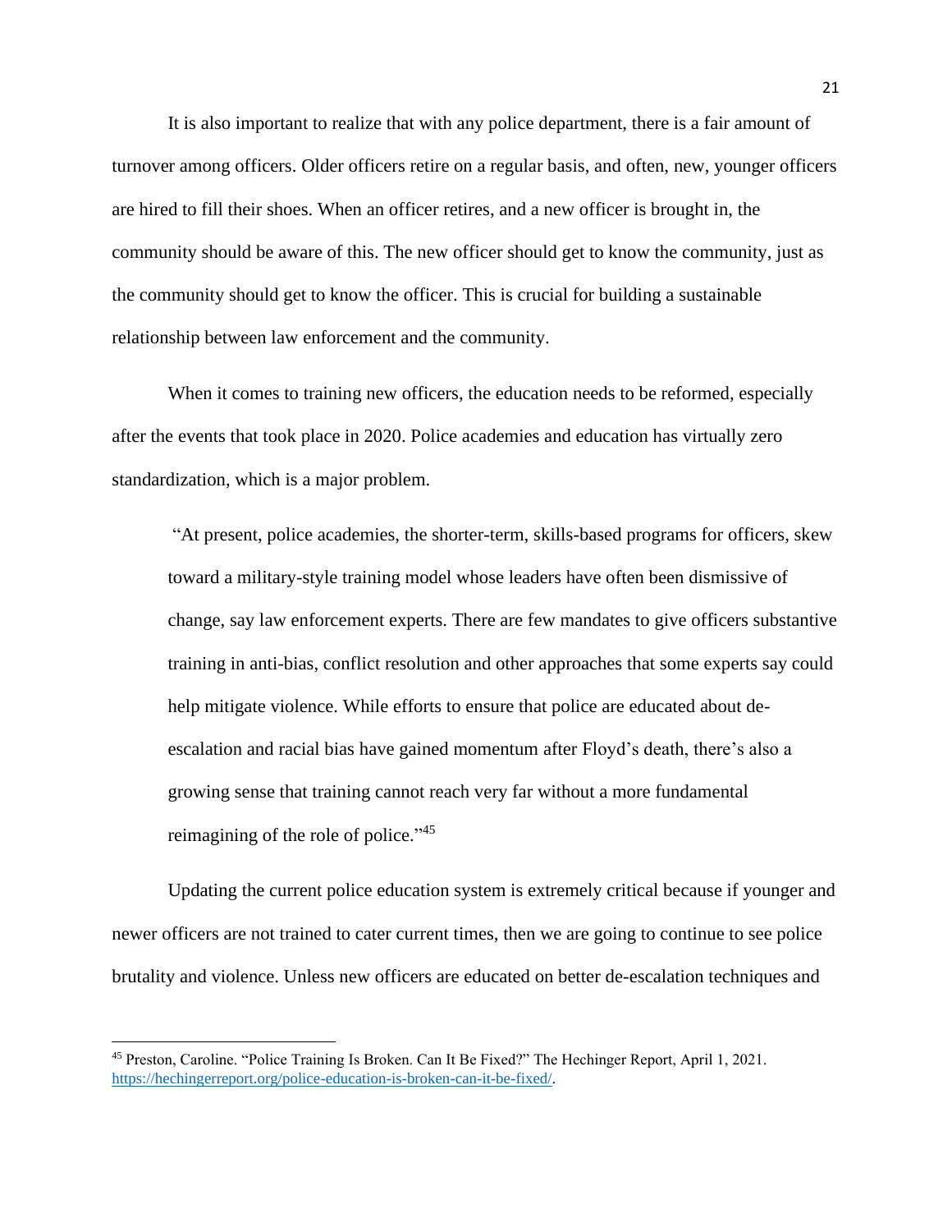It is also important to realize that with any police department, there is a fair amount of turnover among officers. Older officers retire on a regular basis, and often, new, younger officers are hired to fill their shoes. When an officer retires, and a new officer is brought in, the community should be aware of this. The new officer should get to know the community, just as the community should get to know the officer. This is crucial for building a sustainable relationship between law enforcement and the community.

When it comes to training new officers, the education needs to be reformed, especially after the events that took place in 2020. Police academies and education has virtually zero standardization, which is a major problem.

> "At present, police academies, the shorter-term, skills-based programs for officers, skew toward a military-style training model whose leaders have often been dismissive of change, say law enforcement experts. There are few mandates to give officers substantive training in anti-bias, conflict resolution and other approaches that some experts say could help mitigate violence. While efforts to ensure that police are educated about de-escalation and racial bias have gained momentum after Floyd's death, there's also a growing sense that training cannot reach very far without a more fundamental reimagining of the role of police."[45]

Updating the current police education system is extremely critical because if younger and newer officers are not trained to cater current times, then we are going to continue to see police brutality and violence. Unless new officers are educated on better de-escalation techniques and

---

[45] Preston, Caroline. "Police Training Is Broken. Can It Be Fixed?" The Hechinger Report, April 1, 2021. https://hechingerreport.org/police-education-is-broken-can-it-be-fixed/.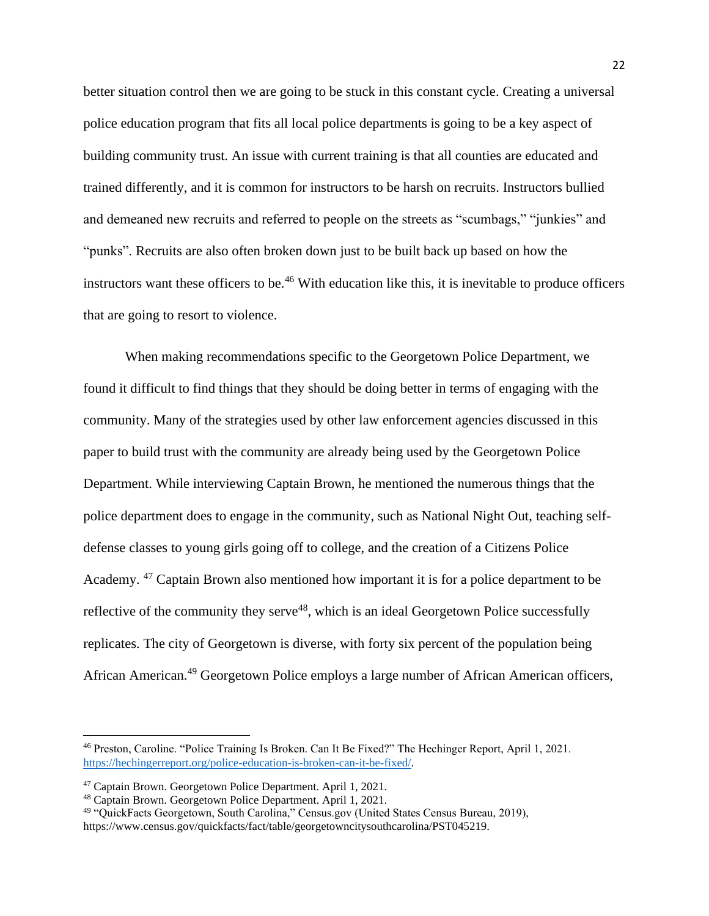better situation control then we are going to be stuck in this constant cycle. Creating a universal police education program that fits all local police departments is going to be a key aspect of building community trust. An issue with current training is that all counties are educated and trained differently, and it is common for instructors to be harsh on recruits. Instructors bullied and demeaned new recruits and referred to people on the streets as "scumbags," "junkies" and "punks". Recruits are also often broken down just to be built back up based on how the instructors want these officers to be.[46] With education like this, it is inevitable to produce officers that are going to resort to violence.

When making recommendations specific to the Georgetown Police Department, we found it difficult to find things that they should be doing better in terms of engaging with the community. Many of the strategies used by other law enforcement agencies discussed in this paper to build trust with the community are already being used by the Georgetown Police Department. While interviewing Captain Brown, he mentioned the numerous things that the police department does to engage in the community, such as National Night Out, teaching self-defense classes to young girls going off to college, and the creation of a Citizens Police Academy. [47] Captain Brown also mentioned how important it is for a police department to be reflective of the community they serve[48], which is an ideal Georgetown Police successfully replicates. The city of Georgetown is diverse, with forty six percent of the population being African American.[49] Georgetown Police employs a large number of African American officers,

---

[46] Preston, Caroline. "Police Training Is Broken. Can It Be Fixed?" The Hechinger Report, April 1, 2021. https://hechingerreport.org/police-education-is-broken-can-it-be-fixed/.

[47] Captain Brown. Georgetown Police Department. April 1, 2021.

[48] Captain Brown. Georgetown Police Department. April 1, 2021.

[49] "QuickFacts Georgetown, South Carolina," Census.gov (United States Census Bureau, 2019), https://www.census.gov/quickfacts/fact/table/georgetowncitysouthcarolina/PST045219.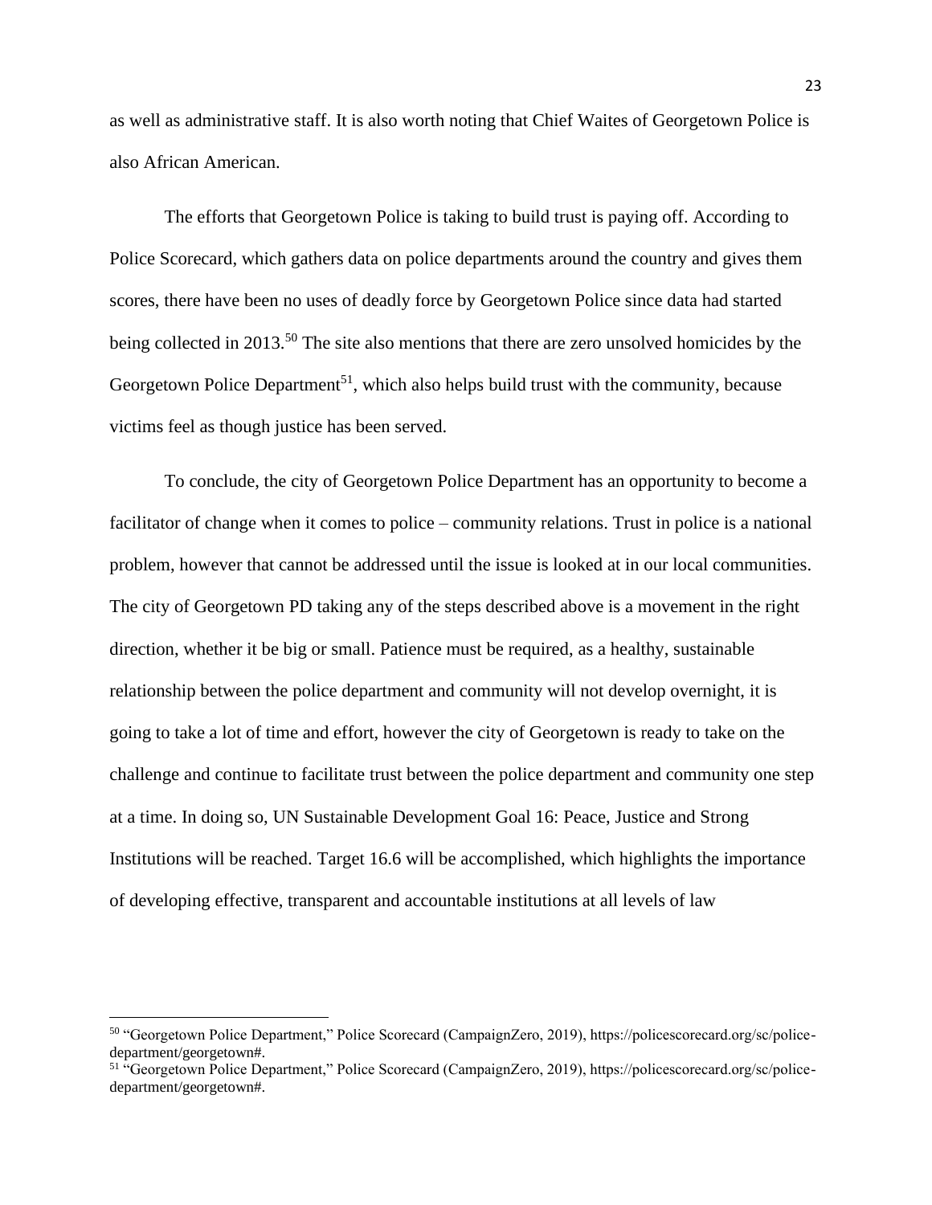as well as administrative staff. It is also worth noting that Chief Waites of Georgetown Police is also African American.

The efforts that Georgetown Police is taking to build trust is paying off. According to Police Scorecard, which gathers data on police departments around the country and gives them scores, there have been no uses of deadly force by Georgetown Police since data had started being collected in 2013.[50] The site also mentions that there are zero unsolved homicides by the Georgetown Police Department[51], which also helps build trust with the community, because victims feel as though justice has been served.

To conclude, the city of Georgetown Police Department has an opportunity to become a facilitator of change when it comes to police – community relations. Trust in police is a national problem, however that cannot be addressed until the issue is looked at in our local communities. The city of Georgetown PD taking any of the steps described above is a movement in the right direction, whether it be big or small. Patience must be required, as a healthy, sustainable relationship between the police department and community will not develop overnight, it is going to take a lot of time and effort, however the city of Georgetown is ready to take on the challenge and continue to facilitate trust between the police department and community one step at a time. In doing so, UN Sustainable Development Goal 16: Peace, Justice and Strong Institutions will be reached. Target 16.6 will be accomplished, which highlights the importance of developing effective, transparent and accountable institutions at all levels of law

---

[50] "Georgetown Police Department," Police Scorecard (CampaignZero, 2019), https://policescorecard.org/sc/police-department/georgetown#.

[51] "Georgetown Police Department," Police Scorecard (CampaignZero, 2019), https://policescorecard.org/sc/police-department/georgetown#.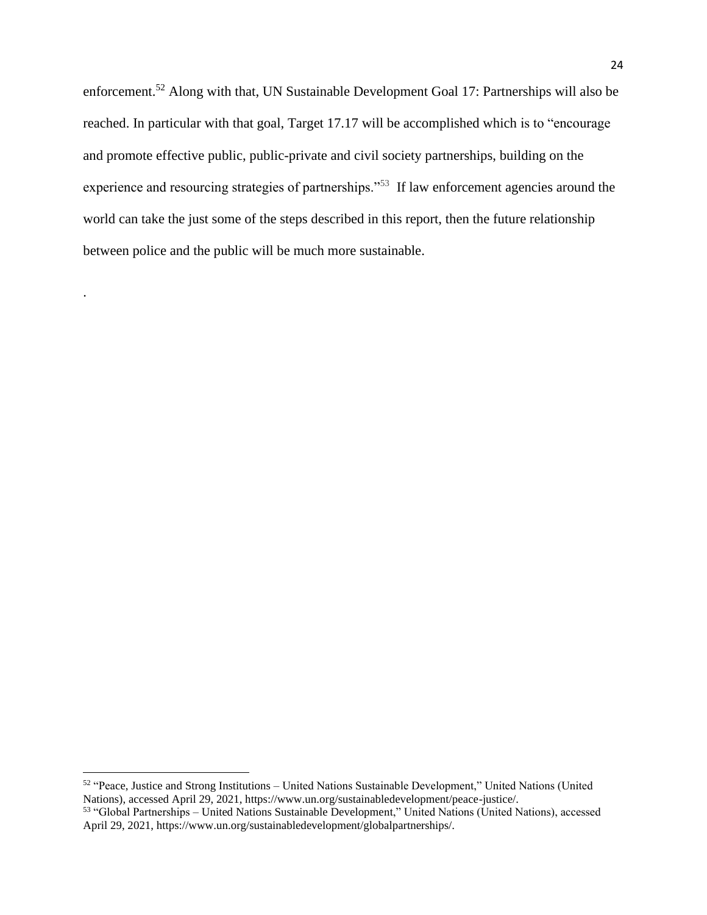enforcement.[52] Along with that, UN Sustainable Development Goal 17: Partnerships will also be reached. In particular with that goal, Target 17.17 will be accomplished which is to "encourage and promote effective public, public-private and civil society partnerships, building on the experience and resourcing strategies of partnerships."[53] If law enforcement agencies around the world can take the just some of the steps described in this report, then the future relationship between police and the public will be much more sustainable.

.

---

[52] "Peace, Justice and Strong Institutions – United Nations Sustainable Development," United Nations (United Nations), accessed April 29, 2021, https://www.un.org/sustainabledevelopment/peace-justice/.

[53] "Global Partnerships – United Nations Sustainable Development," United Nations (United Nations), accessed April 29, 2021, https://www.un.org/sustainabledevelopment/globalpartnerships/.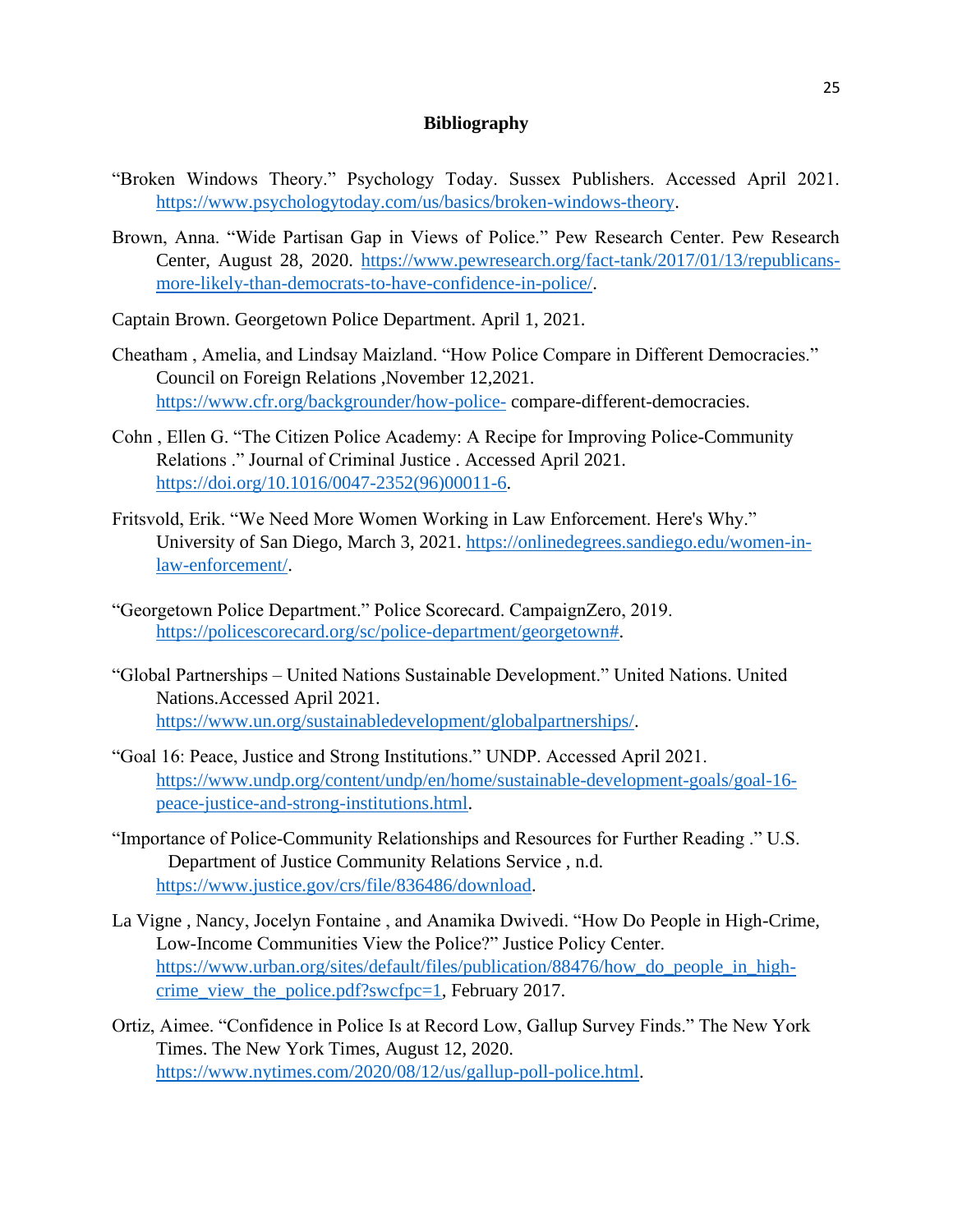## Bibliography

"Broken Windows Theory." Psychology Today. Sussex Publishers. Accessed April 2021. https://www.psychologytoday.com/us/basics/broken-windows-theory.

Brown, Anna. "Wide Partisan Gap in Views of Police." Pew Research Center. Pew Research Center, August 28, 2020. https://www.pewresearch.org/fact-tank/2017/01/13/republicans-more-likely-than-democrats-to-have-confidence-in-police/.

Captain Brown. Georgetown Police Department. April 1, 2021.

Cheatham , Amelia, and Lindsay Maizland. "How Police Compare in Different Democracies." Council on Foreign Relations ,November 12,2021. https://www.cfr.org/backgrounder/how-police- compare-different-democracies.

Cohn , Ellen G. "The Citizen Police Academy: A Recipe for Improving Police-Community Relations ." Journal of Criminal Justice . Accessed April 2021. https://doi.org/10.1016/0047-2352(96)00011-6.

Fritsvold, Erik. "We Need More Women Working in Law Enforcement. Here's Why." University of San Diego, March 3, 2021. https://onlinedegrees.sandiego.edu/women-in-law-enforcement/.

"Georgetown Police Department." Police Scorecard. CampaignZero, 2019. https://policescorecard.org/sc/police-department/georgetown#.

"Global Partnerships – United Nations Sustainable Development." United Nations. United Nations.Accessed April 2021. https://www.un.org/sustainabledevelopment/globalpartnerships/.

"Goal 16: Peace, Justice and Strong Institutions." UNDP. Accessed April 2021. https://www.undp.org/content/undp/en/home/sustainable-development-goals/goal-16-peace-justice-and-strong-institutions.html.

"Importance of Police-Community Relationships and Resources for Further Reading ." U.S. Department of Justice Community Relations Service , n.d. https://www.justice.gov/crs/file/836486/download.

La Vigne , Nancy, Jocelyn Fontaine , and Anamika Dwivedi. "How Do People in High-Crime, Low-Income Communities View the Police?" Justice Policy Center. https://www.urban.org/sites/default/files/publication/88476/how_do_people_in_high-crime_view_the_police.pdf?swcfpc=1, February 2017.

Ortiz, Aimee. "Confidence in Police Is at Record Low, Gallup Survey Finds." The New York Times. The New York Times, August 12, 2020. https://www.nytimes.com/2020/08/12/us/gallup-poll-police.html.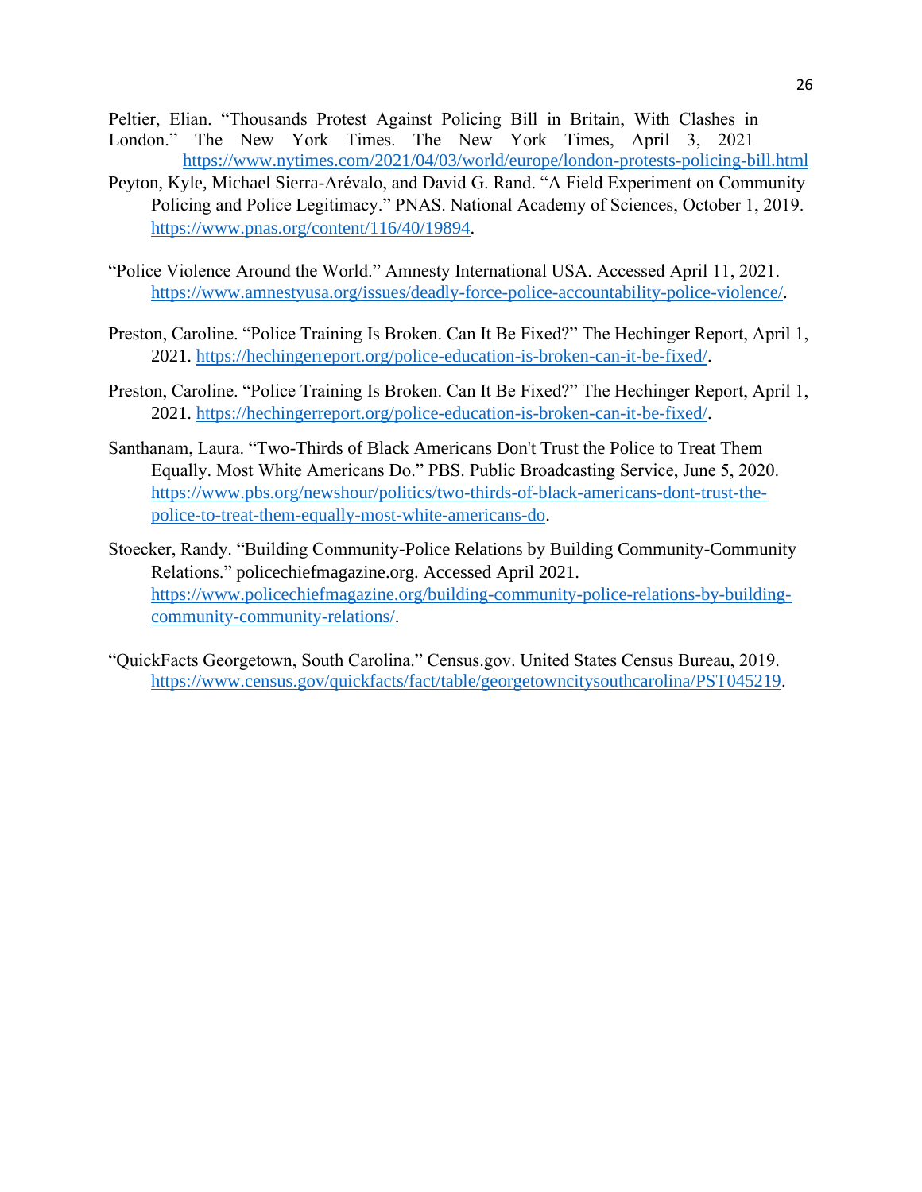Peltier, Elian. "Thousands Protest Against Policing Bill in Britain, With Clashes in London." The New York Times. The New York Times, April 3, 2021 https://www.nytimes.com/2021/04/03/world/europe/london-protests-policing-bill.html

Peyton, Kyle, Michael Sierra-Arévalo, and David G. Rand. "A Field Experiment on Community Policing and Police Legitimacy." PNAS. National Academy of Sciences, October 1, 2019. https://www.pnas.org/content/116/40/19894.

"Police Violence Around the World." Amnesty International USA. Accessed April 11, 2021. https://www.amnestyusa.org/issues/deadly-force-police-accountability-police-violence/.

Preston, Caroline. "Police Training Is Broken. Can It Be Fixed?" The Hechinger Report, April 1, 2021. https://hechingerreport.org/police-education-is-broken-can-it-be-fixed/.

Preston, Caroline. "Police Training Is Broken. Can It Be Fixed?" The Hechinger Report, April 1, 2021. https://hechingerreport.org/police-education-is-broken-can-it-be-fixed/.

Santhanam, Laura. "Two-Thirds of Black Americans Don't Trust the Police to Treat Them Equally. Most White Americans Do." PBS. Public Broadcasting Service, June 5, 2020. https://www.pbs.org/newshour/politics/two-thirds-of-black-americans-dont-trust-the-police-to-treat-them-equally-most-white-americans-do.

Stoecker, Randy. "Building Community-Police Relations by Building Community-Community Relations." policechiefmagazine.org. Accessed April 2021. https://www.policechiefmagazine.org/building-community-police-relations-by-building-community-community-relations/.

"QuickFacts Georgetown, South Carolina." Census.gov. United States Census Bureau, 2019. https://www.census.gov/quickfacts/fact/table/georgetowncitysouthcarolina/PST045219.